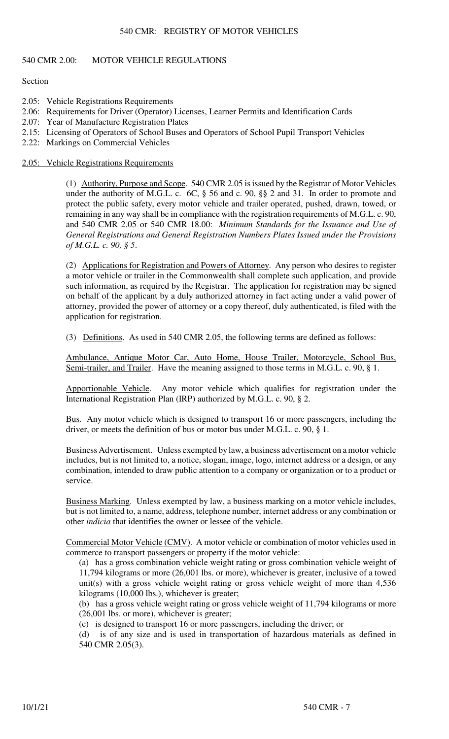# 540 CMR: REGISTRY OF MOTOR VEHICLES

## 540 CMR 2.00: MOTOR VEHICLE REGULATIONS

Section

- 2.05: Vehicle Registrations Requirements
- 2.06: Requirements for Driver (Operator) Licenses, Learner Permits and Identification Cards
- 2.07: Year of Manufacture Registration Plates
- 2.15: Licensing of Operators of School Buses and Operators of School Pupil Transport Vehicles
- 2.22: Markings on Commercial Vehicles

### 2.05: Vehicle Registrations Requirements

(1) Authority, Purpose and Scope. 540 CMR 2.05 is issued by the Registrar of Motor Vehicles under the authority of M.G.L. c. 6C, § 56 and c. 90, §§ 2 and 31. In order to promote and protect the public safety, every motor vehicle and trailer operated, pushed, drawn, towed, or remaining in any way shall be in compliance with the registration requirements of M.G.L. c. 90, and 540 CMR 2.05 or 540 CMR 18.00: *Minimum Standards for the Issuance and Use of General Registrations and General Registration Numbers Plates Issued under the Provisions of M.G.L. c. 90, § 5*.

(2) Applications for Registration and Powers of Attorney. Any person who desires to register a motor vehicle or trailer in the Commonwealth shall complete such application, and provide such information, as required by the Registrar. The application for registration may be signed on behalf of the applicant by a duly authorized attorney in fact acting under a valid power of attorney, provided the power of attorney or a copy thereof, duly authenticated, is filed with the application for registration.

(3) Definitions. As used in 540 CMR 2.05, the following terms are defined as follows:

Ambulance, Antique Motor Car, Auto Home, House Trailer, Motorcycle, School Bus, Semi-trailer, and Trailer. Have the meaning assigned to those terms in M.G.L. c. 90, § 1.

Apportionable Vehicle. Any motor vehicle which qualifies for registration under the International Registration Plan (IRP) authorized by M.G.L. c. 90, § 2.

Bus. Any motor vehicle which is designed to transport 16 or more passengers, including the driver, or meets the definition of bus or motor bus under M.G.L. c. 90, § 1.

Business Advertisement. Unless exempted by law, a business advertisement on a motor vehicle includes, but is not limited to, a notice, slogan, image, logo, internet address or a design, or any combination, intended to draw public attention to a company or organization or to a product or service.

Business Marking. Unless exempted by law, a business marking on a motor vehicle includes, but is not limited to, a name, address, telephone number, internet address or any combination or other *indicia* that identifies the owner or lessee of the vehicle.

Commercial Motor Vehicle (CMV). A motor vehicle or combination of motor vehicles used in commerce to transport passengers or property if the motor vehicle:

(a) has a gross combination vehicle weight rating or gross combination vehicle weight of 11,794 kilograms or more (26,001 lbs. or more), whichever is greater, inclusive of a towed unit(s) with a gross vehicle weight rating or gross vehicle weight of more than 4,536 kilograms (10,000 lbs.), whichever is greater;

(b) has a gross vehicle weight rating or gross vehicle weight of 11,794 kilograms or more (26,001 lbs. or more), whichever is greater;

(c) is designed to transport 16 or more passengers, including the driver; or

(d) is of any size and is used in transportation of hazardous materials as defined in 540 CMR 2.05(3).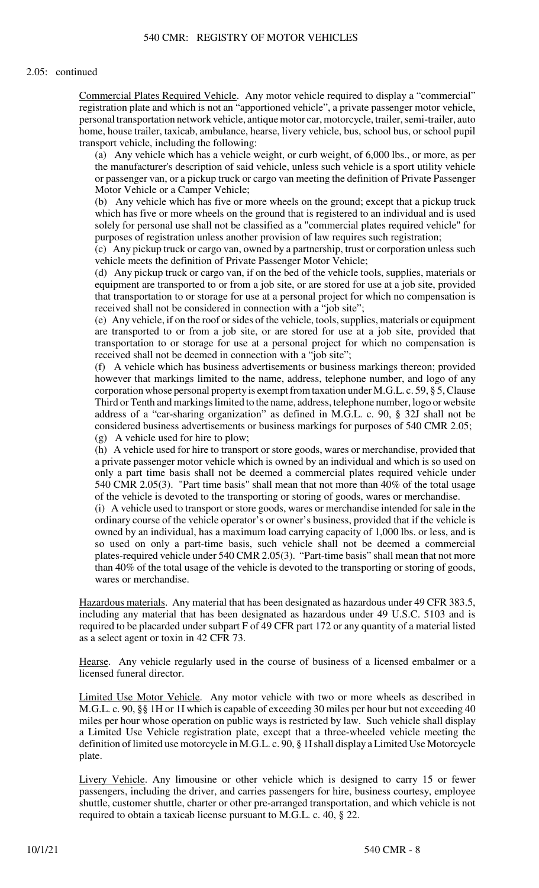2.05: continued

<u>Commercial Plates Required Vehicle</u>. Any motor vehicle required to display a "commercial" registration plate and which is not an "apportioned vehicle", a private passenger motor vehicle, personal transportation network vehicle, antique motor car, motorcycle, trailer, semi-trailer, auto home, house trailer, taxicab, ambulance, hearse, livery vehicle, bus, school bus, or school pupil transport vehicle, including the following:

(a) Any vehicle which has a vehicle weight, or curb weight, of 6,000 lbs., or more, as per the manufacturer's description of said vehicle, unless such vehicle is a sport utility vehicle or passenger van, or a pickup truck or cargo van meeting the definition of Private Passenger Motor Vehicle or a Camper Vehicle;

(b) Any vehicle which has five or more wheels on the ground; except that a pickup truck which has five or more wheels on the ground that is registered to an individual and is used solely for personal use shall not be classified as a "commercial plates required vehicle" for purposes of registration unless another provision of law requires such registration;

(c) Any pickup truck or cargo van, owned by a partnership, trust or corporation unless such vehicle meets the definition of Private Passenger Motor Vehicle;

(d) Any pickup truck or cargo van, if on the bed of the vehicle tools, supplies, materials or equipment are transported to or from a job site, or are stored for use at a job site, provided that transportation to or storage for use at a personal project for which no compensation is received shall not be considered in connection with a "job site";

(e) Any vehicle, if on the roof or sides of the vehicle, tools, supplies, materials or equipment are transported to or from a job site, or are stored for use at a job site, provided that transportation to or storage for use at a personal project for which no compensation is received shall not be deemed in connection with a "job site";

(f) A vehicle which has business advertisements or business markings thereon; provided however that markings limited to the name, address, telephone number, and logo of any corporation whose personal property is exempt from taxation under M.G.L. c. 59, § 5, Clause Third or Tenth and markings limited to the name, address, telephone number, logo or website address of a "car-sharing organization" as defined in M.G.L. c. 90, § 32J shall not be considered business advertisements or business markings for purposes of 540 CMR 2.05;

(g) A vehicle used for hire to plow;

(h) A vehicle used for hire to transport or store goods, wares or merchandise, provided that a private passenger motor vehicle which is owned by an individual and which is so used on only a part time basis shall not be deemed a commercial plates required vehicle under 540 CMR 2.05(3). "Part time basis" shall mean that not more than 40% of the total usage of the vehicle is devoted to the transporting or storing of goods, wares or merchandise.

(i) A vehicle used to transport or store goods, wares or merchandise intended for sale in the ordinary course of the vehicle operator's or owner's business, provided that if the vehicle is owned by an individual, has a maximum load carrying capacity of 1,000 lbs. or less, and is so used on only a part-time basis, such vehicle shall not be deemed a commercial plates-required vehicle under 540 CMR 2.05(3). "Part-time basis" shall mean that not more than 40% of the total usage of the vehicle is devoted to the transporting or storing of goods, wares or merchandise.

<u>Hazardous materials</u>. Any material that has been designated as hazardous under 49 CFR 383.5, including any material that has been designated as hazardous under 49 U.S.C. 5103 and is required to be placarded under subpart F of 49 CFR part 172 or any quantity of a material listed as a select agent or toxin in 42 CFR 73.

<u>Hearse</u>. Any vehicle regularly used in the course of business of a licensed embalmer or a licensed funeral director.

<u>Limited Use Motor Vehicle</u>. Any motor vehicle with two or more wheels as described in M.G.L. c. 90, §§ 1H or 1I which is capable of exceeding 30 miles per hour but not exceeding 40 miles per hour whose operation on public ways is restricted by law. Such vehicle shall display a Limited Use Vehicle registration plate, except that a three-wheeled vehicle meeting the definition of limited use motorcycle in M.G.L. c. 90, § 1I shall display a Limited Use Motorcycle plate.

<u>Livery Vehicle</u>. Any limousine or other vehicle which is designed to carry 15 or fewer passengers, including the driver, and carries passengers for hire, business courtesy, employee shuttle, customer shuttle, charter or other pre-arranged transportation, and which vehicle is not required to obtain a taxicab license pursuant to M.G.L. c. 40, § 22.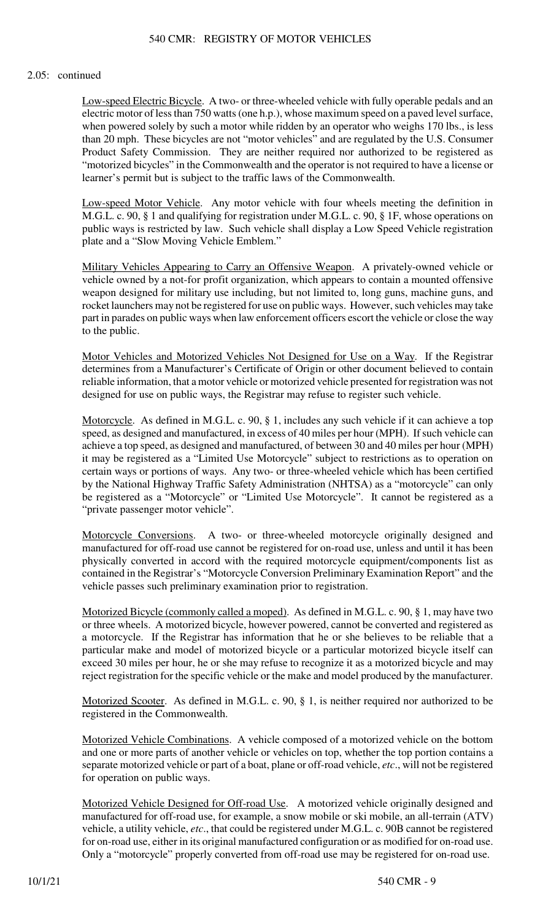2.05: continued

Low-speed Electric Bicycle. A two- or three-wheeled vehicle with fully operable pedals and an electric motor of less than 750 watts (one h.p.), whose maximum speed on a paved level surface, when powered solely by such a motor while ridden by an operator who weighs 170 lbs., is less than 20 mph. These bicycles are not "motor vehicles" and are regulated by the U.S. Consumer Product Safety Commission. They are neither required nor authorized to be registered as "motorized bicycles" in the Commonwealth and the operator is not required to have a license or learner's permit but is subject to the traffic laws of the Commonwealth.

Low-speed Motor Vehicle. Any motor vehicle with four wheels meeting the definition in M.G.L. c. 90, § 1 and qualifying for registration under M.G.L. c. 90, § 1F, whose operations on public ways is restricted by law. Such vehicle shall display a Low Speed Vehicle registration plate and a "Slow Moving Vehicle Emblem."

Military Vehicles Appearing to Carry an Offensive Weapon. A privately-owned vehicle or vehicle owned by a not-for profit organization, which appears to contain a mounted offensive weapon designed for military use including, but not limited to, long guns, machine guns, and rocket launchers may not be registered for use on public ways. However, such vehicles may take part in parades on public ways when law enforcement officers escort the vehicle or close the way to the public.

Motor Vehicles and Motorized Vehicles Not Designed for Use on a Way. If the Registrar determines from a Manufacturer's Certificate of Origin or other document believed to contain reliable information, that a motor vehicle or motorized vehicle presented for registration was not designed for use on public ways, the Registrar may refuse to register such vehicle.

Motorcycle. As defined in M.G.L. c. 90, § 1, includes any such vehicle if it can achieve a top speed, as designed and manufactured, in excess of 40 miles per hour (MPH). If such vehicle can achieve a top speed, as designed and manufactured, of between 30 and 40 miles per hour (MPH) it may be registered as a "Limited Use Motorcycle" subject to restrictions as to operation on certain ways or portions of ways. Any two- or three-wheeled vehicle which has been certified by the National Highway Traffic Safety Administration (NHTSA) as a "motorcycle" can only be registered as a "Motorcycle" or "Limited Use Motorcycle". It cannot be registered as a "private passenger motor vehicle".

Motorcycle Conversions. A two- or three-wheeled motorcycle originally designed and manufactured for off-road use cannot be registered for on-road use, unless and until it has been physically converted in accord with the required motorcycle equipment/components list as contained in the Registrar's "Motorcycle Conversion Preliminary Examination Report" and the vehicle passes such preliminary examination prior to registration.

Motorized Bicycle (commonly called a moped). As defined in M.G.L. c. 90, § 1, may have two or three wheels. A motorized bicycle, however powered, cannot be converted and registered as a motorcycle. If the Registrar has information that he or she believes to be reliable that a particular make and model of motorized bicycle or a particular motorized bicycle itself can exceed 30 miles per hour, he or she may refuse to recognize it as a motorized bicycle and may reject registration for the specific vehicle or the make and model produced by the manufacturer.

Motorized Scooter. As defined in M.G.L. c. 90, § 1, is neither required nor authorized to be registered in the Commonwealth.

Motorized Vehicle Combinations. A vehicle composed of a motorized vehicle on the bottom and one or more parts of another vehicle or vehicles on top, whether the top portion contains a separate motorized vehicle or part of a boat, plane or off-road vehicle, *etc*., will not be registered for operation on public ways.

Motorized Vehicle Designed for Off-road Use. A motorized vehicle originally designed and manufactured for off-road use, for example, a snow mobile or ski mobile, an all-terrain (ATV) vehicle, a utility vehicle, *etc*., that could be registered under M.G.L. c. 90B cannot be registered for on-road use, either in its original manufactured configuration or as modified for on-road use. Only a "motorcycle" properly converted from off-road use may be registered for on-road use.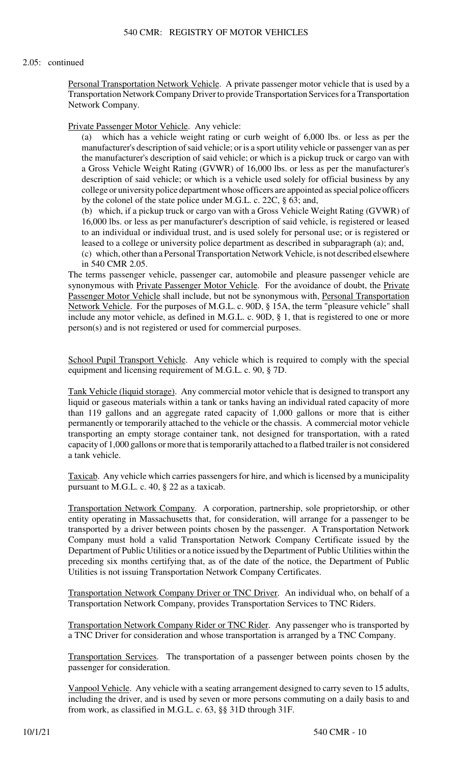2.05: continued

Personal Transportation Network Vehicle. A private passenger motor vehicle that is used by a Transportation Network Company Driver to provide Transportation Services for a Transportation Network Company.

Private Passenger Motor Vehicle. Any vehicle:

(a) which has a vehicle weight rating or curb weight of 6,000 lbs. or less as per the manufacturer's description of said vehicle; or is a sport utility vehicle or passenger van as per the manufacturer's description of said vehicle; or which is a pickup truck or cargo van with a Gross Vehicle Weight Rating (GVWR) of 16,000 lbs. or less as per the manufacturer's description of said vehicle; or which is a vehicle used solely for official business by any college or university police department whose officers are appointed as special police officers by the colonel of the state police under M.G.L. c. 22C, § 63; and,

(b) which, if a pickup truck or cargo van with a Gross Vehicle Weight Rating (GVWR) of 16,000 lbs. or less as per manufacturer's description of said vehicle, is registered or leased to an individual or individual trust, and is used solely for personal use; or is registered or leased to a college or university police department as described in subparagraph (a); and,

(c) which, other than a Personal Transportation Network Vehicle, is not described elsewhere in 540 CMR 2.05.

The terms passenger vehicle, passenger car, automobile and pleasure passenger vehicle are synonymous with Private Passenger Motor Vehicle. For the avoidance of doubt, the Private Passenger Motor Vehicle shall include, but not be synonymous with, Personal Transportation Network Vehicle. For the purposes of M.G.L. c. 90D, § 15A, the term "pleasure vehicle" shall include any motor vehicle, as defined in M.G.L. c. 90D, § 1, that is registered to one or more person(s) and is not registered or used for commercial purposes.

School Pupil Transport Vehicle. Any vehicle which is required to comply with the special equipment and licensing requirement of M.G.L. c. 90, § 7D.

Tank Vehicle (liquid storage). Any commercial motor vehicle that is designed to transport any liquid or gaseous materials within a tank or tanks having an individual rated capacity of more than 119 gallons and an aggregate rated capacity of 1,000 gallons or more that is either permanently or temporarily attached to the vehicle or the chassis. A commercial motor vehicle transporting an empty storage container tank, not designed for transportation, with a rated capacity of 1,000 gallons or more that is temporarily attached to a flatbed trailer is not considered a tank vehicle.

Taxicab. Any vehicle which carries passengers for hire, and which is licensed by a municipality pursuant to M.G.L. c. 40, § 22 as a taxicab.

Transportation Network Company. A corporation, partnership, sole proprietorship, or other entity operating in Massachusetts that, for consideration, will arrange for a passenger to be transported by a driver between points chosen by the passenger. A Transportation Network Company must hold a valid Transportation Network Company Certificate issued by the Department of Public Utilities or a notice issued by the Department of Public Utilities within the preceding six months certifying that, as of the date of the notice, the Department of Public Utilities is not issuing Transportation Network Company Certificates.

Transportation Network Company Driver or TNC Driver. An individual who, on behalf of a Transportation Network Company, provides Transportation Services to TNC Riders.

Transportation Network Company Rider or TNC Rider. Any passenger who is transported by a TNC Driver for consideration and whose transportation is arranged by a TNC Company.

Transportation Services. The transportation of a passenger between points chosen by the passenger for consideration.

Vanpool Vehicle. Any vehicle with a seating arrangement designed to carry seven to 15 adults, including the driver, and is used by seven or more persons commuting on a daily basis to and from work, as classified in M.G.L. c. 63, §§ 31D through 31F.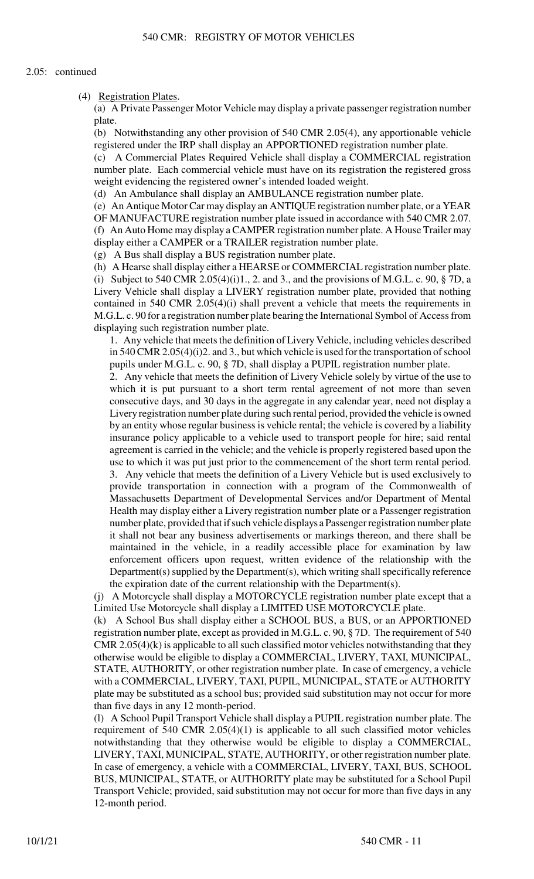2.05: continued

(4) Registration Plates.

(a) A Private Passenger Motor Vehicle may display a private passenger registration number plate.

(b) Notwithstanding any other provision of 540 CMR 2.05(4), any apportionable vehicle registered under the IRP shall display an APPORTIONED registration number plate.

(c) A Commercial Plates Required Vehicle shall display a COMMERCIAL registration number plate. Each commercial vehicle must have on its registration the registered gross weight evidencing the registered owner's intended loaded weight.

(d) An Ambulance shall display an AMBULANCE registration number plate.

(e) An Antique Motor Car may display an ANTIQUE registration number plate, or a YEAR OF MANUFACTURE registration number plate issued in accordance with 540 CMR 2.07.

(f) An Auto Home may display a CAMPER registration number plate. A House Trailer may display either a CAMPER or a TRAILER registration number plate.

(g) A Bus shall display BUS registration number plate.

(h) A Hearse shall display either a HEARSE or COMMERCIAL registration number plate.

(i) Subject to 540 CMR 2.05(4)(i)1., 2. and 3., and the provisions of M.G.L. c. 90, § 7D, a Livery Vehicle shall display a LIVERY registration number plate, provided that nothing contained in 540 CMR 2.05(4)(i) shall prevent a vehicle that meets the requirements in M.G.L. c. 90 for a registration number plate bearing the International Symbol of Access from displaying such registration number plate.

1. Any vehicle that meets the definition of Livery Vehicle, including vehicles described in 540 CMR 2.05(4)(i)2. and 3., but which vehicle is used for the transportation of school pupils under M.G.L. c. 90, § 7D, shall display a PUPIL registration number plate.

2. Any vehicle that meets the definition of Livery Vehicle solely by virtue of the use to which it is put pursuant to a short term rental agreement of not more than seven consecutive days, and 30 days in the aggregate in any calendar year, need not display a Livery registration number plate during such rental period, provided the vehicle is owned by an entity whose regular business is vehicle rental; the vehicle is covered by a liability insurance policy applicable to a vehicle used to transport people for hire; said rental agreement is carried in the vehicle; and the vehicle is properly registered based upon the use to which it was put just prior to the commencement of the short term rental period.

3. Any vehicle that meets the definition of a Livery Vehicle but is used exclusively to provide transportation in connection with a program of the Commonwealth of Massachusetts Department of Developmental Services and/or Department of Mental Health may display either a Livery registration number plate or a Passenger registration number plate, provided that if such vehicle displays a Passenger registration number plate it shall not bear any business advertisements or markings thereon, and there shall be maintained in the vehicle, in a readily accessible place for examination by law enforcement officers upon request, written evidence of the relationship with the Department(s) supplied by the Department(s), which writing shall specifically reference the expiration date of the current relationship with the Department(s).

(j) A Motorcycle shall display a MOTORCYCLE registration number plate except that a Limited Use Motorcycle shall display a LIMITED USE MOTORCYCLE plate.

(k) A School Bus shall display either a SCHOOL BUS, a BUS, or an APPORTIONED registration number plate, except as provided in M.G.L. c. 90, § 7D. The requirement of 540 CMR 2.05(4)(k) is applicable to all such classified motor vehicles notwithstanding that they otherwise would be eligible to display a COMMERCIAL, LIVERY, TAXI, MUNICIPAL, STATE, AUTHORITY, or other registration number plate. In case of emergency, a vehicle with a COMMERCIAL, LIVERY, TAXI, PUPIL, MUNICIPAL, STATE or AUTHORITY plate may be substituted as a school bus; provided said substitution may not occur for more than five days in any 12 month-period.

(l) A School Pupil Transport Vehicle shall display a PUPIL registration number plate. The requirement of 540 CMR 2.05(4)(1) is applicable to all such classified motor vehicles notwithstanding that they otherwise would be eligible to display a COMMERCIAL, LIVERY, TAXI, MUNICIPAL, STATE, AUTHORITY, or other registration number plate. In case of emergency, a vehicle with a COMMERCIAL, LIVERY, TAXI, BUS, SCHOOL BUS, MUNICIPAL, STATE, or AUTHORITY plate may be substituted for a School Pupil Transport Vehicle; provided, said substitution may not occur for more than five days in any 12-month period.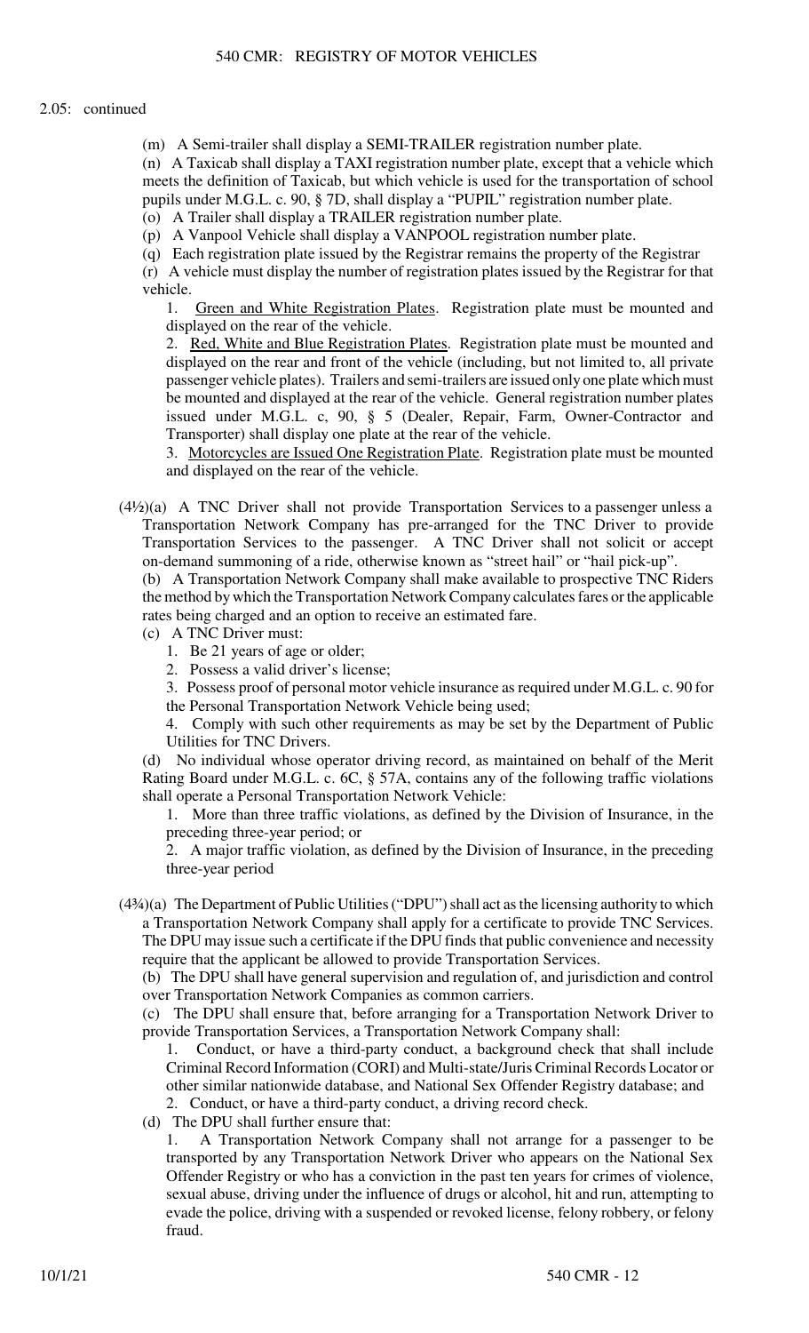2.05: continued

(m) A Semi-trailer shall display a SEMI-TRAILER registration number plate.

(n) A Taxicab shall display a TAXI registration number plate, except that a vehicle which meets the definition of Taxicab, but which vehicle is used for the transportation of school pupils under M.G.L. c. 90, § 7D, shall display a "PUPIL" registration number plate.

(o) A Trailer shall display a TRAILER registration number plate.

(p) A Vanpool Vehicle shall display a VANPOOL registration number plate.

(q) Each registration plate issued by the Registrar remains the property of the Registrar

(r) A vehicle must display the number of registration plates issued by the Registrar for that vehicle.

1. Green and White Registration Plates. Registration plate must be mounted and displayed on the rear of the vehicle.

2. Red, White and Blue Registration Plates. Registration plate must be mounted and displayed on the rear and front of the vehicle (including, but not limited to, all private passenger vehicle plates). Trailers and semi-trailers are issued only one plate which must be mounted and displayed at the rear of the vehicle. General registration number plates issued under M.G.L. c, 90, § 5 (Dealer, Repair, Farm, Owner-Contractor and Transporter) shall display one plate at the rear of the vehicle.

3. Motorcycles are Issued One Registration Plate. Registration plate must be mounted and displayed on the rear of the vehicle.

(4½)(a) A TNC Driver shall not provide Transportation Services to a passenger unless a Transportation Network Company has pre-arranged for the TNC Driver to provide Transportation Services to the passenger. A TNC Driver shall not solicit or accept on-demand summoning of a ride, otherwise known as "street hail" or "hail pick-up".

(b) A Transportation Network Company shall make available to prospective TNC Riders the method by which the Transportation Network Company calculates fares or the applicable rates being charged and an option to receive an estimated fare.

(c) A TNC Driver must:

1. Be 21 years of age or older;

2. Possess a valid driver's license;

3. Possess proof of personal motor vehicle insurance as required under M.G.L. c. 90 for the Personal Transportation Network Vehicle being used;

4. Comply with such other requirements as may be set by the Department of Public Utilities for TNC Drivers.

(d) No individual whose operator driving record, as maintained on behalf of the Merit Rating Board under M.G.L. c. 6C, § 57A, contains any of the following traffic violations shall operate a Personal Transportation Network Vehicle:

1. More than three traffic violations, as defined by the Division of Insurance, in the preceding three-year period; or

2. A major traffic violation, as defined by the Division of Insurance, in the preceding three-year period

(4¾)(a) The Department of Public Utilities ("DPU") shall act as the licensing authority to which a Transportation Network Company shall apply for a certificate to provide TNC Services. The DPU may issue such a certificate if the DPU finds that public convenience and necessity require that the applicant be allowed to provide Transportation Services.

(b) The DPU shall have general supervision and regulation of, and jurisdiction and control over Transportation Network Companies as common carriers.

(c) The DPU shall ensure that, before arranging for a Transportation Network Driver to provide Transportation Services, a Transportation Network Company shall:

1. Conduct, or have a third-party conduct, a background check that shall include Criminal Record Information (CORI) and Multi-state/Juris Criminal Records Locator or other similar nationwide database, and National Sex Offender Registry database; and

2. Conduct, or have a third-party conduct, a driving record check.

(d) The DPU shall further ensure that:

1. A Transportation Network Company shall not arrange for a passenger to be transported by any Transportation Network Driver who appears on the National Sex Offender Registry or who has a conviction in the past ten years for crimes of violence, sexual abuse, driving under the influence of drugs or alcohol, hit and run, attempting to evade the police, driving with a suspended or revoked license, felony robbery, or felony fraud.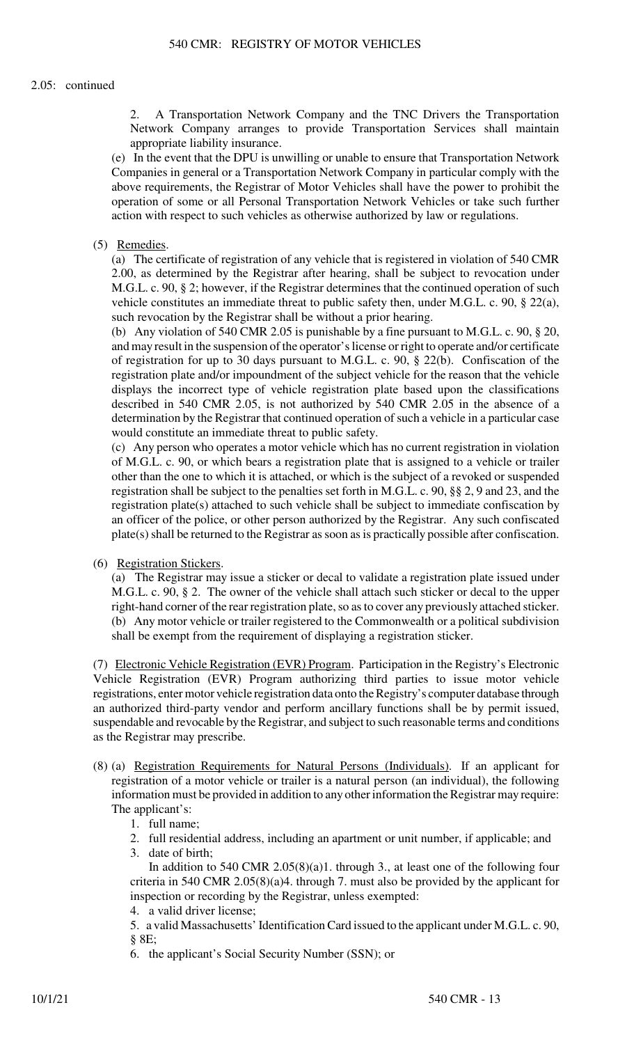2.05: continued

2. A Transportation Network Company and the TNC Drivers the Transportation Network Company arranges to provide Transportation Services shall maintain appropriate liability insurance.

(e) In the event that the DPU is unwilling or unable to ensure that Transportation Network Companies in general or a Transportation Network Company in particular comply with the above requirements, the Registrar of Motor Vehicles shall have the power to prohibit the operation of some or all Personal Transportation Network Vehicles or take such further action with respect to such vehicles as otherwise authorized by law or regulations.

(5) Remedies.

(a) The certificate of registration of any vehicle that is registered in violation of 540 CMR 2.00, as determined by the Registrar after hearing, shall be subject to revocation under M.G.L. c. 90, § 2; however, if the Registrar determines that the continued operation of such vehicle constitutes an immediate threat to public safety then, under M.G.L. c. 90, § 22(a), such revocation by the Registrar shall be without a prior hearing.

(b) Any violation of 540 CMR 2.05 is punishable by a fine pursuant to M.G.L. c. 90, § 20, and may result in the suspension of the operator's license or right to operate and/or certificate of registration for up to 30 days pursuant to M.G.L. c. 90, § 22(b). Confiscation of the registration plate and/or impoundment of the subject vehicle for the reason that the vehicle displays the incorrect type of vehicle registration plate based upon the classifications described in 540 CMR 2.05, is not authorized by 540 CMR 2.05 in the absence of a determination by the Registrar that continued operation of such a vehicle in a particular case would constitute an immediate threat to public safety.

(c) Any person who operates a motor vehicle which has no current registration in violation of M.G.L. c. 90, or which bears a registration plate that is assigned to a vehicle or trailer other than the one to which it is attached, or which is the subject of a revoked or suspended registration shall be subject to the penalties set forth in M.G.L. c. 90, §§ 2, 9 and 23, and the registration plate(s) attached to such vehicle shall be subject to immediate confiscation by an officer of the police, or other person authorized by the Registrar. Any such confiscated plate(s) shall be returned to the Registrar as soon as is practically possible after confiscation.

(6) Registration Stickers.

(a) The Registrar may issue a sticker or decal to validate a registration plate issued under M.G.L. c. 90, § 2. The owner of the vehicle shall attach such sticker or decal to the upper right-hand corner of the rear registration plate, so as to cover any previously attached sticker.

(b) Any motor vehicle or trailer registered to the Commonwealth or a political subdivision shall be exempt from the requirement of displaying a registration sticker.

(7) Electronic Vehicle Registration (EVR) Program. Participation in the Registry's Electronic Vehicle Registration (EVR) Program authorizing third parties to issue motor vehicle registrations, enter motor vehicle registration data onto the Registry's computer database through an authorized third-party vendor and perform ancillary functions shall be by permit issued, suspendable and revocable by the Registrar, and subject to such reasonable terms and conditions as the Registrar may prescribe.

(8) (a) Registration Requirements for Natural Persons (Individuals). If an applicant for registration of a motor vehicle or trailer is a natural person (an individual), the following information must be provided in addition to any other information the Registrar may require: The applicant's:

1. full name;
2. full residential address, including an apartment or unit number, if applicable; and
3. date of birth;

In addition to 540 CMR 2.05(8)(a)1. through 3., at least one of the following four criteria in 540 CMR 2.05(8)(a)4. through 7. must also be provided by the applicant for inspection or recording by the Registrar, unless exempted:

4. a valid driver license;
5. a valid Massachusetts' Identification Card issued to the applicant under M.G.L. c. 90, § 8E;
6. the applicant's Social Security Number (SSN); or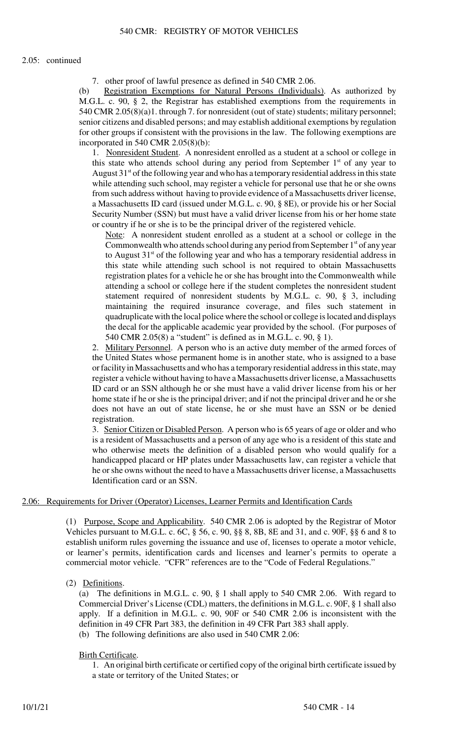2.05: continued

7. other proof of lawful presence as defined in 540 CMR 2.06.

(b) Registration Exemptions for Natural Persons (Individuals). As authorized by M.G.L. c. 90, § 2, the Registrar has established exemptions from the requirements in 540 CMR 2.05(8)(a)1. through 7. for nonresident (out of state) students; military personnel; senior citizens and disabled persons; and may establish additional exemptions by regulation for other groups if consistent with the provisions in the law. The following exemptions are incorporated in 540 CMR 2.05(8)(b):

1. Nonresident Student. A nonresident enrolled as a student at a school or college in this state who attends school during any period from September 1st of any year to August 31st of the following year and who has a temporary residential address in this state while attending such school, may register a vehicle for personal use that he or she owns from such address without having to provide evidence of a Massachusetts driver license, a Massachusetts ID card (issued under M.G.L. c. 90, § 8E), or provide his or her Social Security Number (SSN) but must have a valid driver license from his or her home state or country if he or she is to be the principal driver of the registered vehicle.

Note: A nonresident student enrolled as a student at a school or college in the Commonwealth who attends school during any period from September 1st of any year to August 31st of the following year and who has a temporary residential address in this state while attending such school is not required to obtain Massachusetts registration plates for a vehicle he or she has brought into the Commonwealth while attending a school or college here if the student completes the nonresident student statement required of nonresident students by M.G.L. c. 90, § 3, including maintaining the required insurance coverage, and files such statement in quadruplicate with the local police where the school or college is located and displays the decal for the applicable academic year provided by the school. (For purposes of 540 CMR 2.05(8) a "student" is defined as in M.G.L. c. 90, § 1).

2. Military Personnel. A person who is an active duty member of the armed forces of the United States whose permanent home is in another state, who is assigned to a base or facility in Massachusetts and who has a temporary residential address in this state, may register a vehicle without having to have a Massachusetts driver license, a Massachusetts ID card or an SSN although he or she must have a valid driver license from his or her home state if he or she is the principal driver; and if not the principal driver and he or she does not have an out of state license, he or she must have an SSN or be denied registration.

3. Senior Citizen or Disabled Person. A person who is 65 years of age or older and who is a resident of Massachusetts and a person of any age who is a resident of this state and who otherwise meets the definition of a disabled person who would qualify for a handicapped placard or HP plates under Massachusetts law, can register a vehicle that he or she owns without the need to have a Massachusetts driver license, a Massachusetts Identification card or an SSN.

## 2.06: Requirements for Driver (Operator) Licenses, Learner Permits and Identification Cards

(1) Purpose, Scope and Applicability. 540 CMR 2.06 is adopted by the Registrar of Motor Vehicles pursuant to M.G.L. c. 6C, § 56, c. 90, §§ 8, 8B, 8E and 31, and c. 90F, §§ 6 and 8 to establish uniform rules governing the issuance and use of, licenses to operate a motor vehicle, or learner's permits, identification cards and licenses and learner's permits to operate a commercial motor vehicle. "CFR" references are to the "Code of Federal Regulations."

(2) Definitions.

(a) The definitions in M.G.L. c. 90, § 1 shall apply to 540 CMR 2.06. With regard to Commercial Driver's License (CDL) matters, the definitions in M.G.L. c. 90F, § 1 shall also apply. If a definition in M.G.L. c. 90, 90F or 540 CMR 2.06 is inconsistent with the definition in 49 CFR Part 383, the definition in 49 CFR Part 383 shall apply.

(b) The following definitions are also used in 540 CMR 2.06:

Birth Certificate.

1. An original birth certificate or certified copy of the original birth certificate issued by a state or territory of the United States; or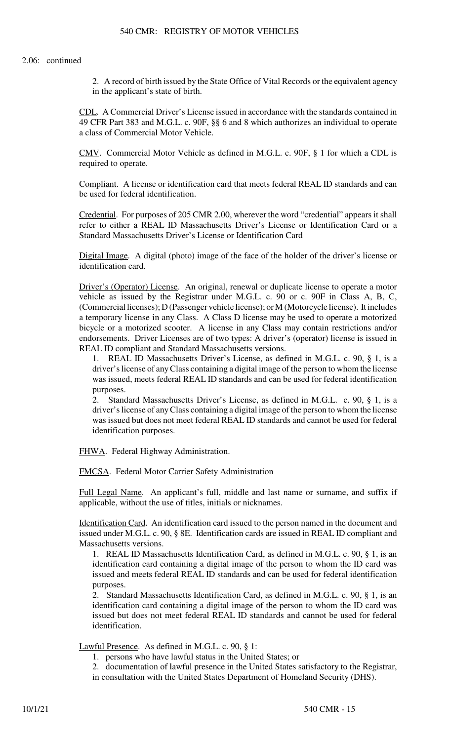2.06: continued

2. A record of birth issued by the State Office of Vital Records or the equivalent agency in the applicant's state of birth.

CDL. A Commercial Driver's License issued in accordance with the standards contained in 49 CFR Part 383 and M.G.L. c. 90F, §§ 6 and 8 which authorizes an individual to operate a class of Commercial Motor Vehicle.

CMV. Commercial Motor Vehicle as defined in M.G.L. c. 90F, § 1 for which a CDL is required to operate.

Compliant. A license or identification card that meets federal REAL ID standards and can be used for federal identification.

Credential. For purposes of 205 CMR 2.00, wherever the word "credential" appears it shall refer to either a REAL ID Massachusetts Driver's License or Identification Card or a Standard Massachusetts Driver's License or Identification Card

Digital Image. A digital (photo) image of the face of the holder of the driver's license or identification card.

Driver's (Operator) License. An original, renewal or duplicate license to operate a motor vehicle as issued by the Registrar under M.G.L. c. 90 or c. 90F in Class A, B, C, (Commercial licenses); D (Passenger vehicle license); or M (Motorcycle license). It includes a temporary license in any Class. A Class D license may be used to operate a motorized bicycle or a motorized scooter. A license in any Class may contain restrictions and/or endorsements. Driver Licenses are of two types: A driver's (operator) license is issued in REAL ID compliant and Standard Massachusetts versions.

1. REAL ID Massachusetts Driver's License, as defined in M.G.L. c. 90, § 1, is a driver's license of any Class containing a digital image of the person to whom the license was issued, meets federal REAL ID standards and can be used for federal identification purposes.

2. Standard Massachusetts Driver's License, as defined in M.G.L. c. 90, § 1, is a driver's license of any Class containing a digital image of the person to whom the license was issued but does not meet federal REAL ID standards and cannot be used for federal identification purposes.

FHWA. Federal Highway Administration.

FMCSA. Federal Motor Carrier Safety Administration

Full Legal Name. An applicant's full, middle and last name or surname, and suffix if applicable, without the use of titles, initials or nicknames.

Identification Card. An identification card issued to the person named in the document and issued under M.G.L. c. 90, § 8E. Identification cards are issued in REAL ID compliant and Massachusetts versions.

1. REAL ID Massachusetts Identification Card, as defined in M.G.L. c. 90, § 1, is an identification card containing a digital image of the person to whom the ID card was issued and meets federal REAL ID standards and can be used for federal identification purposes.

2. Standard Massachusetts Identification Card, as defined in M.G.L. c. 90, § 1, is an identification card containing a digital image of the person to whom the ID card was issued but does not meet federal REAL ID standards and cannot be used for federal identification.

Lawful Presence. As defined in M.G.L. c. 90, § 1:

1. persons who have lawful status in the United States; or

2. documentation of lawful presence in the United States satisfactory to the Registrar, in consultation with the United States Department of Homeland Security (DHS).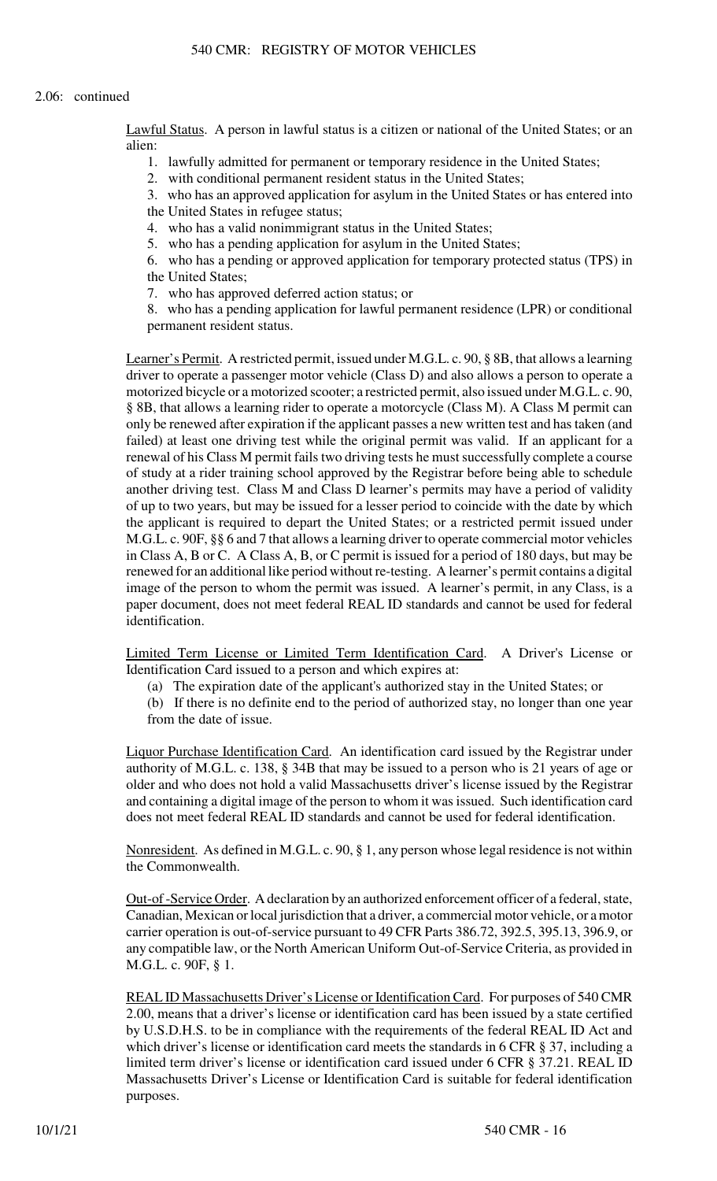2.06: continued

Lawful Status. A person in lawful status is a citizen or national of the United States; or an alien:

1. lawfully admitted for permanent or temporary residence in the United States;
2. with conditional permanent resident status in the United States;
3. who has an approved application for asylum in the United States or has entered into the United States in refugee status;
4. who has a valid nonimmigrant status in the United States;
5. who has a pending application for asylum in the United States;
6. who has a pending or approved application for temporary protected status (TPS) in the United States;
7. who has approved deferred action status; or
8. who has a pending application for lawful permanent residence (LPR) or conditional permanent resident status.

Learner's Permit. A restricted permit, issued under M.G.L. c. 90, § 8B, that allows a learning driver to operate a passenger motor vehicle (Class D) and also allows a person to operate a motorized bicycle or a motorized scooter; a restricted permit, also issued under M.G.L. c. 90, § 8B, that allows a learning rider to operate a motorcycle (Class M). A Class M permit can only be renewed after expiration if the applicant passes a new written test and has taken (and failed) at least one driving test while the original permit was valid. If an applicant for a renewal of his Class M permit fails two driving tests he must successfully complete a course of study at a rider training school approved by the Registrar before being able to schedule another driving test. Class M and Class D learner's permits may have a period of validity of up to two years, but may be issued for a lesser period to coincide with the date by which the applicant is required to depart the United States; or a restricted permit issued under M.G.L. c. 90F, §§ 6 and 7 that allows a learning driver to operate commercial motor vehicles in Class A, B or C. A Class A, B, or C permit is issued for a period of 180 days, but may be renewed for an additional like period without re-testing. A learner's permit contains a digital image of the person to whom the permit was issued. A learner's permit, in any Class, is a paper document, does not meet federal REAL ID standards and cannot be used for federal identification.

Limited Term License or Limited Term Identification Card. A Driver's License or Identification Card issued to a person and which expires at:

(a) The expiration date of the applicant's authorized stay in the United States; or
(b) If there is no definite end to the period of authorized stay, no longer than one year from the date of issue.

Liquor Purchase Identification Card. An identification card issued by the Registrar under authority of M.G.L. c. 138, § 34B that may be issued to a person who is 21 years of age or older and who does not hold a valid Massachusetts driver's license issued by the Registrar and containing a digital image of the person to whom it was issued. Such identification card does not meet federal REAL ID standards and cannot be used for federal identification.

Nonresident. As defined in M.G.L. c. 90, § 1, any person whose legal residence is not within the Commonwealth.

Out-of -Service Order. A declaration by an authorized enforcement officer of a federal, state, Canadian, Mexican or local jurisdiction that a driver, a commercial motor vehicle, or a motor carrier operation is out-of-service pursuant to 49 CFR Parts 386.72, 392.5, 395.13, 396.9, or any compatible law, or the North American Uniform Out-of-Service Criteria, as provided in M.G.L. c. 90F, § 1.

REAL ID Massachusetts Driver's License or Identification Card. For purposes of 540 CMR 2.00, means that a driver's license or identification card has been issued by a state certified by U.S.D.H.S. to be in compliance with the requirements of the federal REAL ID Act and which driver's license or identification card meets the standards in 6 CFR § 37, including a limited term driver's license or identification card issued under 6 CFR § 37.21. REAL ID Massachusetts Driver's License or Identification Card is suitable for federal identification purposes.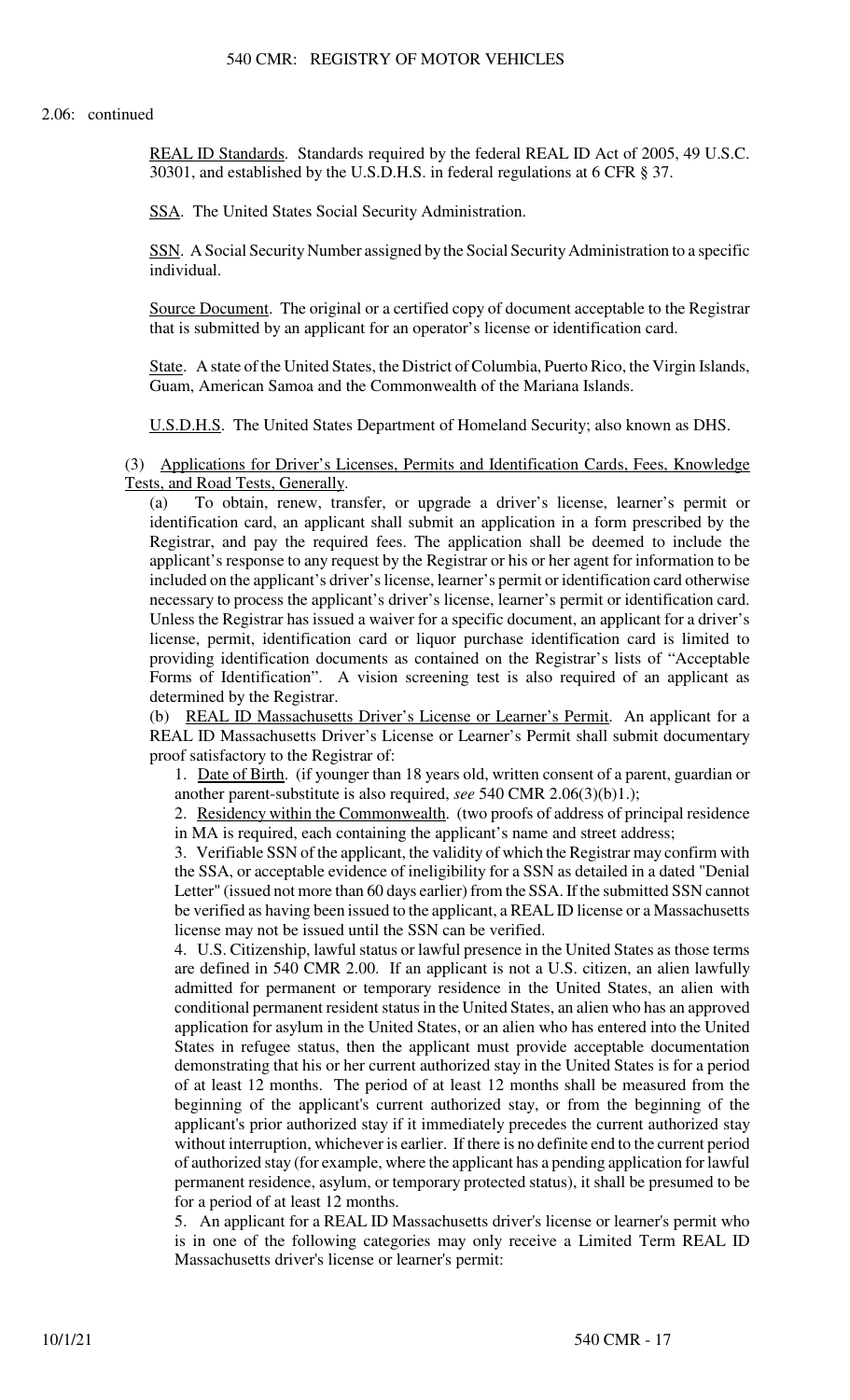2.06: continued

REAL ID Standards. Standards required by the federal REAL ID Act of 2005, 49 U.S.C. 30301, and established by the U.S.D.H.S. in federal regulations at 6 CFR § 37.

SSA. The United States Social Security Administration.

SSN. A Social Security Number assigned by the Social Security Administration to a specific individual.

Source Document. The original or a certified copy of document acceptable to the Registrar that is submitted by an applicant for an operator's license or identification card.

State. A state of the United States, the District of Columbia, Puerto Rico, the Virgin Islands, Guam, American Samoa and the Commonwealth of the Mariana Islands.

U.S.D.H.S. The United States Department of Homeland Security; also known as DHS.

(3) Applications for Driver's Licenses, Permits and Identification Cards, Fees, Knowledge Tests, and Road Tests, Generally.

(a) To obtain, renew, transfer, or upgrade a driver's license, learner's permit or identification card, an applicant shall submit an application in a form prescribed by the Registrar, and pay the required fees. The application shall be deemed to include the applicant's response to any request by the Registrar or his or her agent for information to be included on the applicant's driver's license, learner's permit or identification card otherwise necessary to process the applicant's driver's license, learner's permit or identification card. Unless the Registrar has issued a waiver for a specific document, an applicant for a driver's license, permit, identification card or liquor purchase identification card is limited to providing identification documents as contained on the Registrar's lists of "Acceptable Forms of Identification". A vision screening test is also required of an applicant as determined by the Registrar.

(b) REAL ID Massachusetts Driver's License or Learner's Permit. An applicant for a REAL ID Massachusetts Driver's License or Learner's Permit shall submit documentary proof satisfactory to the Registrar of:

1. Date of Birth. (if younger than 18 years old, written consent of a parent, guardian or another parent-substitute is also required, *see* 540 CMR 2.06(3)(b)1.);

2. Residency within the Commonwealth. (two proofs of address of principal residence in MA is required, each containing the applicant's name and street address;

3. Verifiable SSN of the applicant, the validity of which the Registrar may confirm with the SSA, or acceptable evidence of ineligibility for a SSN as detailed in a dated "Denial Letter" (issued not more than 60 days earlier) from the SSA. If the submitted SSN cannot be verified as having been issued to the applicant, a REAL ID license or a Massachusetts license may not be issued until the SSN can be verified.

4. U.S. Citizenship, lawful status or lawful presence in the United States as those terms are defined in 540 CMR 2.00. If an applicant is not a U.S. citizen, an alien lawfully admitted for permanent or temporary residence in the United States, an alien with conditional permanent resident status in the United States, an alien who has an approved application for asylum in the United States, or an alien who has entered into the United States in refugee status, then the applicant must provide acceptable documentation demonstrating that his or her current authorized stay in the United States is for a period of at least 12 months. The period of at least 12 months shall be measured from the beginning of the applicant's current authorized stay, or from the beginning of the applicant's prior authorized stay if it immediately precedes the current authorized stay without interruption, whichever is earlier. If there is no definite end to the current period of authorized stay (for example, where the applicant has a pending application for lawful permanent residence, asylum, or temporary protected status), it shall be presumed to be for a period of at least 12 months.

5. An applicant for a REAL ID Massachusetts driver's license or learner's permit who is in one of the following categories may only receive a Limited Term REAL ID Massachusetts driver's license or learner's permit: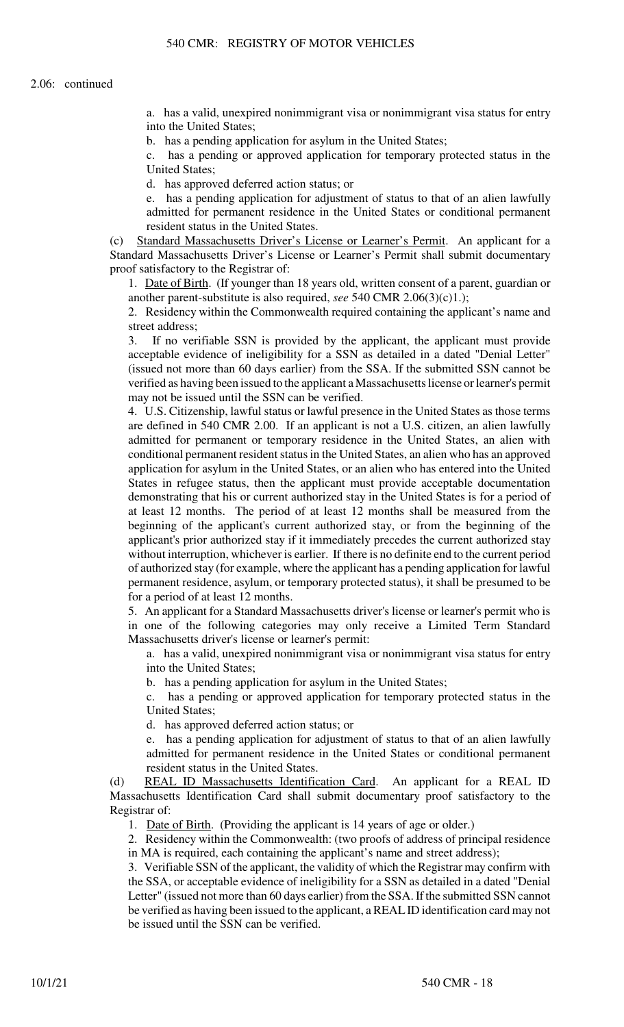2.06: continued

a. has a valid, unexpired nonimmigrant visa or nonimmigrant visa status for entry into the United States;

b. has a pending application for asylum in the United States;

c. has a pending or approved application for temporary protected status in the United States;

d. has approved deferred action status; or

e. has a pending application for adjustment of status to that of an alien lawfully admitted for permanent residence in the United States or conditional permanent resident status in the United States.

(c) Standard Massachusetts Driver's License or Learner's Permit. An applicant for a Standard Massachusetts Driver's License or Learner's Permit shall submit documentary proof satisfactory to the Registrar of:

1. Date of Birth. (If younger than 18 years old, written consent of a parent, guardian or another parent-substitute is also required, *see* 540 CMR 2.06(3)(c)1.);

2. Residency within the Commonwealth required containing the applicant's name and street address;

3. If no verifiable SSN is provided by the applicant, the applicant must provide acceptable evidence of ineligibility for a SSN as detailed in a dated "Denial Letter" (issued not more than 60 days earlier) from the SSA. If the submitted SSN cannot be verified as having been issued to the applicant a Massachusetts license or learner's permit may not be issued until the SSN can be verified.

4. U.S. Citizenship, lawful status or lawful presence in the United States as those terms are defined in 540 CMR 2.00. If an applicant is not a U.S. citizen, an alien lawfully admitted for permanent or temporary residence in the United States, an alien with conditional permanent resident status in the United States, an alien who has an approved application for asylum in the United States, or an alien who has entered into the United States in refugee status, then the applicant must provide acceptable documentation demonstrating that his or current authorized stay in the United States is for a period of at least 12 months. The period of at least 12 months shall be measured from the beginning of the applicant's current authorized stay, or from the beginning of the applicant's prior authorized stay if it immediately precedes the current authorized stay without interruption, whichever is earlier. If there is no definite end to the current period of authorized stay (for example, where the applicant has a pending application for lawful permanent residence, asylum, or temporary protected status), it shall be presumed to be for a period of at least 12 months.

5. An applicant for a Standard Massachusetts driver's license or learner's permit who is in one of the following categories may only receive a Limited Term Standard Massachusetts driver's license or learner's permit:

a. has a valid, unexpired nonimmigrant visa or nonimmigrant visa status for entry into the United States;

b. has a pending application for asylum in the United States;

c. has a pending or approved application for temporary protected status in the United States;

d. has approved deferred action status; or

e. has a pending application for adjustment of status to that of an alien lawfully admitted for permanent residence in the United States or conditional permanent resident status in the United States.

(d) REAL ID Massachusetts Identification Card. An applicant for a REAL ID Massachusetts Identification Card shall submit documentary proof satisfactory to the Registrar of:

1. Date of Birth. (Providing the applicant is 14 years of age or older.)

2. Residency within the Commonwealth: (two proofs of address of principal residence in MA is required, each containing the applicant's name and street address);

3. Verifiable SSN of the applicant, the validity of which the Registrar may confirm with the SSA, or acceptable evidence of ineligibility for a SSN as detailed in a dated "Denial Letter" (issued not more than 60 days earlier) from the SSA. If the submitted SSN cannot be verified as having been issued to the applicant, a REAL ID identification card may not be issued until the SSN can be verified.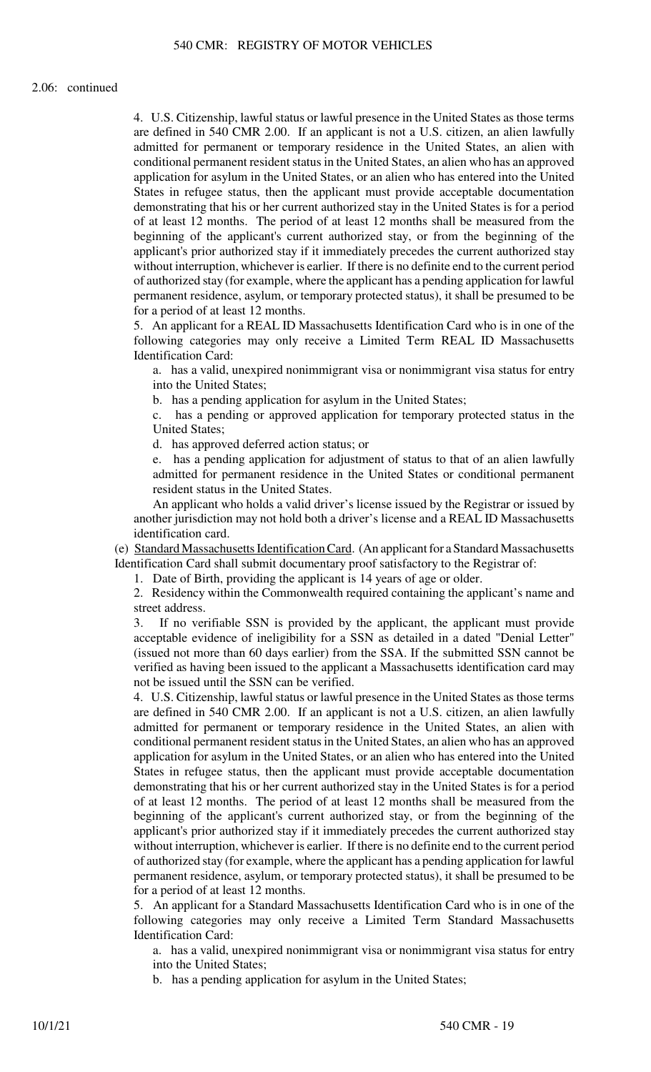2.06: continued

4. U.S. Citizenship, lawful status or lawful presence in the United States as those terms are defined in 540 CMR 2.00. If an applicant is not a U.S. citizen, an alien lawfully admitted for permanent or temporary residence in the United States, an alien with conditional permanent resident status in the United States, an alien who has an approved application for asylum in the United States, or an alien who has entered into the United States in refugee status, then the applicant must provide acceptable documentation demonstrating that his or her current authorized stay in the United States is for a period of at least 12 months. The period of at least 12 months shall be measured from the beginning of the applicant's current authorized stay, or from the beginning of the applicant's prior authorized stay if it immediately precedes the current authorized stay without interruption, whichever is earlier. If there is no definite end to the current period of authorized stay (for example, where the applicant has a pending application for lawful permanent residence, asylum, or temporary protected status), it shall be presumed to be for a period of at least 12 months.

5. An applicant for a REAL ID Massachusetts Identification Card who is in one of the following categories may only receive a Limited Term REAL ID Massachusetts Identification Card:

a. has a valid, unexpired nonimmigrant visa or nonimmigrant visa status for entry into the United States;

b. has a pending application for asylum in the United States;

c. has a pending or approved application for temporary protected status in the United States;

d. has approved deferred action status; or

e. has a pending application for adjustment of status to that of an alien lawfully admitted for permanent residence in the United States or conditional permanent resident status in the United States.

An applicant who holds a valid driver's license issued by the Registrar or issued by another jurisdiction may not hold both a driver's license and a REAL ID Massachusetts identification card.

(e) Standard Massachusetts Identification Card. (An applicant for a Standard Massachusetts Identification Card shall submit documentary proof satisfactory to the Registrar of:

1. Date of Birth, providing the applicant is 14 years of age or older.

2. Residency within the Commonwealth required containing the applicant's name and street address.

3. If no verifiable SSN is provided by the applicant, the applicant must provide acceptable evidence of ineligibility for a SSN as detailed in a dated "Denial Letter" (issued not more than 60 days earlier) from the SSA. If the submitted SSN cannot be verified as having been issued to the applicant a Massachusetts identification card may not be issued until the SSN can be verified.

4. U.S. Citizenship, lawful status or lawful presence in the United States as those terms are defined in 540 CMR 2.00. If an applicant is not a U.S. citizen, an alien lawfully admitted for permanent or temporary residence in the United States, an alien with conditional permanent resident status in the United States, an alien who has an approved application for asylum in the United States, or an alien who has entered into the United States in refugee status, then the applicant must provide acceptable documentation demonstrating that his or her current authorized stay in the United States is for a period of at least 12 months. The period of at least 12 months shall be measured from the beginning of the applicant's current authorized stay, or from the beginning of the applicant's prior authorized stay if it immediately precedes the current authorized stay without interruption, whichever is earlier. If there is no definite end to the current period of authorized stay (for example, where the applicant has a pending application for lawful permanent residence, asylum, or temporary protected status), it shall be presumed to be for a period of at least 12 months.

5. An applicant for a Standard Massachusetts Identification Card who is in one of the following categories may only receive a Limited Term Standard Massachusetts Identification Card:

a. has a valid, unexpired nonimmigrant visa or nonimmigrant visa status for entry into the United States;

b. has a pending application for asylum in the United States;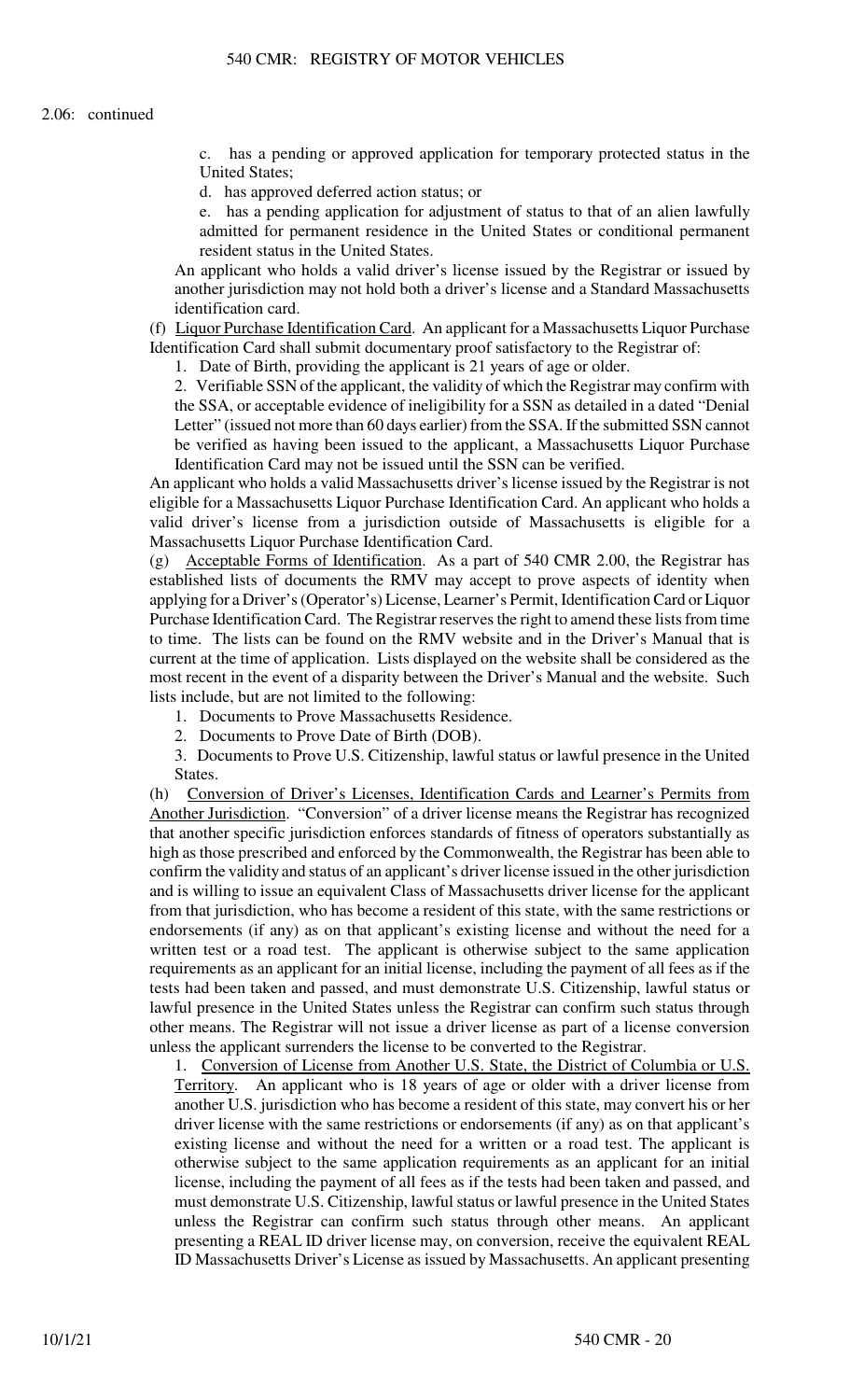2.06: continued

c. has a pending or approved application for temporary protected status in the United States;

d. has approved deferred action status; or

e. has a pending application for adjustment of status to that of an alien lawfully admitted for permanent residence in the United States or conditional permanent resident status in the United States.

An applicant who holds a valid driver's license issued by the Registrar or issued by another jurisdiction may not hold both a driver's license and a Standard Massachusetts identification card.

(f) Liquor Purchase Identification Card. An applicant for a Massachusetts Liquor Purchase Identification Card shall submit documentary proof satisfactory to the Registrar of:

1. Date of Birth, providing the applicant is 21 years of age or older.

2. Verifiable SSN of the applicant, the validity of which the Registrar may confirm with the SSA, or acceptable evidence of ineligibility for a SSN as detailed in a dated "Denial Letter" (issued not more than 60 days earlier) from the SSA. If the submitted SSN cannot be verified as having been issued to the applicant, a Massachusetts Liquor Purchase Identification Card may not be issued until the SSN can be verified.

An applicant who holds a valid Massachusetts driver's license issued by the Registrar is not eligible for a Massachusetts Liquor Purchase Identification Card. An applicant who holds a valid driver's license from a jurisdiction outside of Massachusetts is eligible for a Massachusetts Liquor Purchase Identification Card.

(g) Acceptable Forms of Identification. As a part of 540 CMR 2.00, the Registrar has established lists of documents the RMV may accept to prove aspects of identity when applying for a Driver's (Operator's) License, Learner's Permit, Identification Card or Liquor Purchase Identification Card. The Registrar reserves the right to amend these lists from time to time. The lists can be found on the RMV website and in the Driver's Manual that is current at the time of application. Lists displayed on the website shall be considered as the most recent in the event of a disparity between the Driver's Manual and the website. Such lists include, but are not limited to the following:

1. Documents to Prove Massachusetts Residence.

2. Documents to Prove Date of Birth (DOB).

3. Documents to Prove U.S. Citizenship, lawful status or lawful presence in the United States.

(h) Conversion of Driver's Licenses, Identification Cards and Learner's Permits from Another Jurisdiction. "Conversion" of a driver license means the Registrar has recognized that another specific jurisdiction enforces standards of fitness of operators substantially as high as those prescribed and enforced by the Commonwealth, the Registrar has been able to confirm the validity and status of an applicant's driver license issued in the other jurisdiction and is willing to issue an equivalent Class of Massachusetts driver license for the applicant from that jurisdiction, who has become a resident of this state, with the same restrictions or endorsements (if any) as on that applicant's existing license and without the need for a written test or a road test. The applicant is otherwise subject to the same application requirements as an applicant for an initial license, including the payment of all fees as if the tests had been taken and passed, and must demonstrate U.S. Citizenship, lawful status or lawful presence in the United States unless the Registrar can confirm such status through other means. The Registrar will not issue a driver license as part of a license conversion unless the applicant surrenders the license to be converted to the Registrar.

1. Conversion of License from Another U.S. State, the District of Columbia or U.S. Territory. An applicant who is 18 years of age or older with a driver license from another U.S. jurisdiction who has become a resident of this state, may convert his or her driver license with the same restrictions or endorsements (if any) as on that applicant's existing license and without the need for a written or a road test. The applicant is otherwise subject to the same application requirements as an applicant for an initial license, including the payment of all fees as if the tests had been taken and passed, and must demonstrate U.S. Citizenship, lawful status or lawful presence in the United States unless the Registrar can confirm such status through other means. An applicant presenting a REAL ID driver license may, on conversion, receive the equivalent REAL ID Massachusetts Driver's License as issued by Massachusetts. An applicant presenting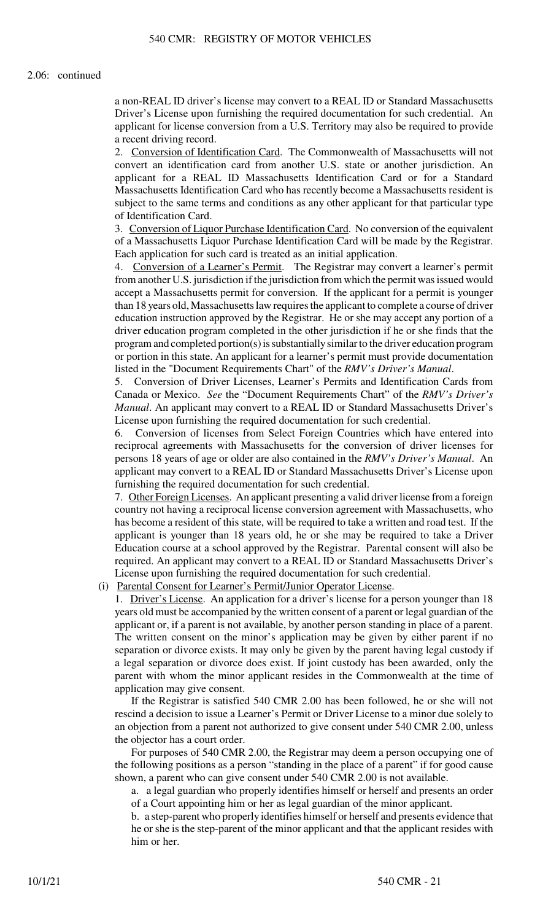2.06: continued

a non-REAL ID driver's license may convert to a REAL ID or Standard Massachusetts Driver's License upon furnishing the required documentation for such credential. An applicant for license conversion from a U.S. Territory may also be required to provide a recent driving record.

2. Conversion of Identification Card. The Commonwealth of Massachusetts will not convert an identification card from another U.S. state or another jurisdiction. An applicant for a REAL ID Massachusetts Identification Card or for a Standard Massachusetts Identification Card who has recently become a Massachusetts resident is subject to the same terms and conditions as any other applicant for that particular type of Identification Card.

3. Conversion of Liquor Purchase Identification Card. No conversion of the equivalent of a Massachusetts Liquor Purchase Identification Card will be made by the Registrar. Each application for such card is treated as an initial application.

4. Conversion of a Learner's Permit. The Registrar may convert a learner's permit from another U.S. jurisdiction if the jurisdiction from which the permit was issued would accept a Massachusetts permit for conversion. If the applicant for a permit is younger than 18 years old, Massachusetts law requires the applicant to complete a course of driver education instruction approved by the Registrar. He or she may accept any portion of a driver education program completed in the other jurisdiction if he or she finds that the program and completed portion(s) is substantially similar to the driver education program or portion in this state. An applicant for a learner's permit must provide documentation listed in the "Document Requirements Chart" of the *RMV's Driver's Manual*.

5. Conversion of Driver Licenses, Learner's Permits and Identification Cards from Canada or Mexico. *See* the "Document Requirements Chart" of the *RMV's Driver's Manual*. An applicant may convert to a REAL ID or Standard Massachusetts Driver's License upon furnishing the required documentation for such credential.

6. Conversion of licenses from Select Foreign Countries which have entered into reciprocal agreements with Massachusetts for the conversion of driver licenses for persons 18 years of age or older are also contained in the *RMV's Driver's Manual*. An applicant may convert to a REAL ID or Standard Massachusetts Driver's License upon furnishing the required documentation for such credential.

7. Other Foreign Licenses. An applicant presenting a valid driver license from a foreign country not having a reciprocal license conversion agreement with Massachusetts, who has become a resident of this state, will be required to take a written and road test. If the applicant is younger than 18 years old, he or she may be required to take a Driver Education course at a school approved by the Registrar. Parental consent will also be required. An applicant may convert to a REAL ID or Standard Massachusetts Driver's License upon furnishing the required documentation for such credential.

(i) Parental Consent for Learner's Permit/Junior Operator License.

1. Driver's License. An application for a driver's license for a person younger than 18 years old must be accompanied by the written consent of a parent or legal guardian of the applicant or, if a parent is not available, by another person standing in place of a parent. The written consent on the minor's application may be given by either parent if no separation or divorce exists. It may only be given by the parent having legal custody if a legal separation or divorce does exist. If joint custody has been awarded, only the parent with whom the minor applicant resides in the Commonwealth at the time of application may give consent.

If the Registrar is satisfied 540 CMR 2.00 has been followed, he or she will not rescind a decision to issue a Learner's Permit or Driver License to a minor due solely to an objection from a parent not authorized to give consent under 540 CMR 2.00, unless the objector has a court order.

For purposes of 540 CMR 2.00, the Registrar may deem a person occupying one of the following positions as a person "standing in the place of a parent" if for good cause shown, a parent who can give consent under 540 CMR 2.00 is not available.

a. a legal guardian who properly identifies himself or herself and presents an order of a Court appointing him or her as legal guardian of the minor applicant.

b. a step-parent who properly identifies himself or herself and presents evidence that he or she is the step-parent of the minor applicant and that the applicant resides with him or her.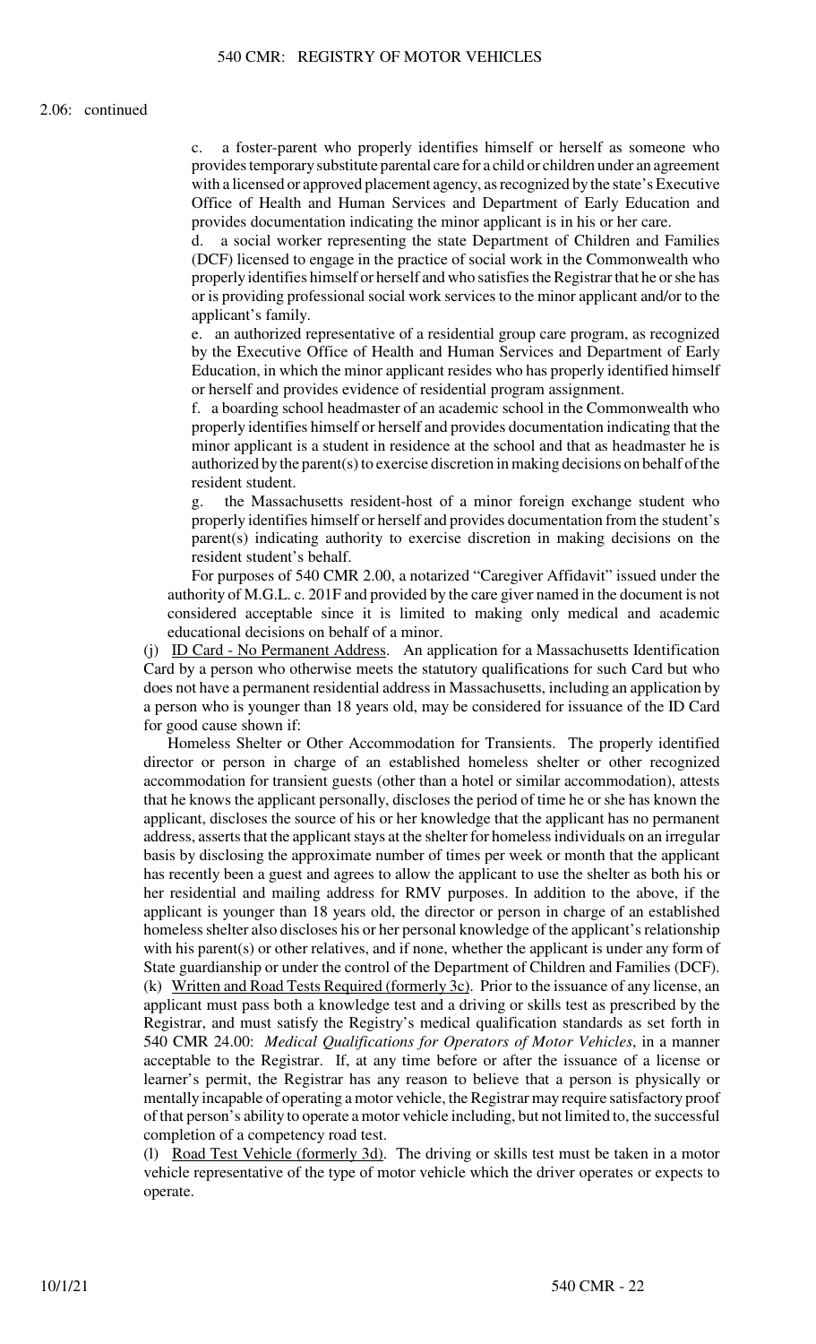2.06: continued

c. a foster-parent who properly identifies himself or herself as someone who provides temporary substitute parental care for a child or children under an agreement with a licensed or approved placement agency, as recognized by the state's Executive Office of Health and Human Services and Department of Early Education and provides documentation indicating the minor applicant is in his or her care.

d. a social worker representing the state Department of Children and Families (DCF) licensed to engage in the practice of social work in the Commonwealth who properly identifies himself or herself and who satisfies the Registrar that he or she has or is providing professional social work services to the minor applicant and/or to the applicant's family.

e. an authorized representative of a residential group care program, as recognized by the Executive Office of Health and Human Services and Department of Early Education, in which the minor applicant resides who has properly identified himself or herself and provides evidence of residential program assignment.

f. a boarding school headmaster of an academic school in the Commonwealth who properly identifies himself or herself and provides documentation indicating that the minor applicant is a student in residence at the school and that as headmaster he is authorized by the parent(s) to exercise discretion in making decisions on behalf of the resident student.

g. the Massachusetts resident-host of a minor foreign exchange student who properly identifies himself or herself and provides documentation from the student's parent(s) indicating authority to exercise discretion in making decisions on the resident student's behalf.

For purposes of 540 CMR 2.00, a notarized "Caregiver Affidavit" issued under the authority of M.G.L. c. 201F and provided by the care giver named in the document is not considered acceptable since it is limited to making only medical and academic educational decisions on behalf of a minor.

(j) ID Card - No Permanent Address. An application for a Massachusetts Identification Card by a person who otherwise meets the statutory qualifications for such Card but who does not have a permanent residential address in Massachusetts, including an application by a person who is younger than 18 years old, may be considered for issuance of the ID Card for good cause shown if:

Homeless Shelter or Other Accommodation for Transients. The properly identified director or person in charge of an established homeless shelter or other recognized accommodation for transient guests (other than a hotel or similar accommodation), attests that he knows the applicant personally, discloses the period of time he or she has known the applicant, discloses the source of his or her knowledge that the applicant has no permanent address, asserts that the applicant stays at the shelter for homeless individuals on an irregular basis by disclosing the approximate number of times per week or month that the applicant has recently been a guest and agrees to allow the applicant to use the shelter as both his or her residential and mailing address for RMV purposes. In addition to the above, if the applicant is younger than 18 years old, the director or person in charge of an established homeless shelter also discloses his or her personal knowledge of the applicant's relationship with his parent(s) or other relatives, and if none, whether the applicant is under any form of State guardianship or under the control of the Department of Children and Families (DCF).

(k) Written and Road Tests Required (formerly 3c). Prior to the issuance of any license, an applicant must pass both a knowledge test and a driving or skills test as prescribed by the Registrar, and must satisfy the Registry's medical qualification standards as set forth in 540 CMR 24.00: *Medical Qualifications for Operators of Motor Vehicles*, in a manner acceptable to the Registrar. If, at any time before or after the issuance of a license or learner's permit, the Registrar has any reason to believe that a person is physically or mentally incapable of operating a motor vehicle, the Registrar may require satisfactory proof of that person's ability to operate a motor vehicle including, but not limited to, the successful completion of a competency road test.

(l) Road Test Vehicle (formerly 3d). The driving or skills test must be taken in a motor vehicle representative of the type of motor vehicle which the driver operates or expects to operate.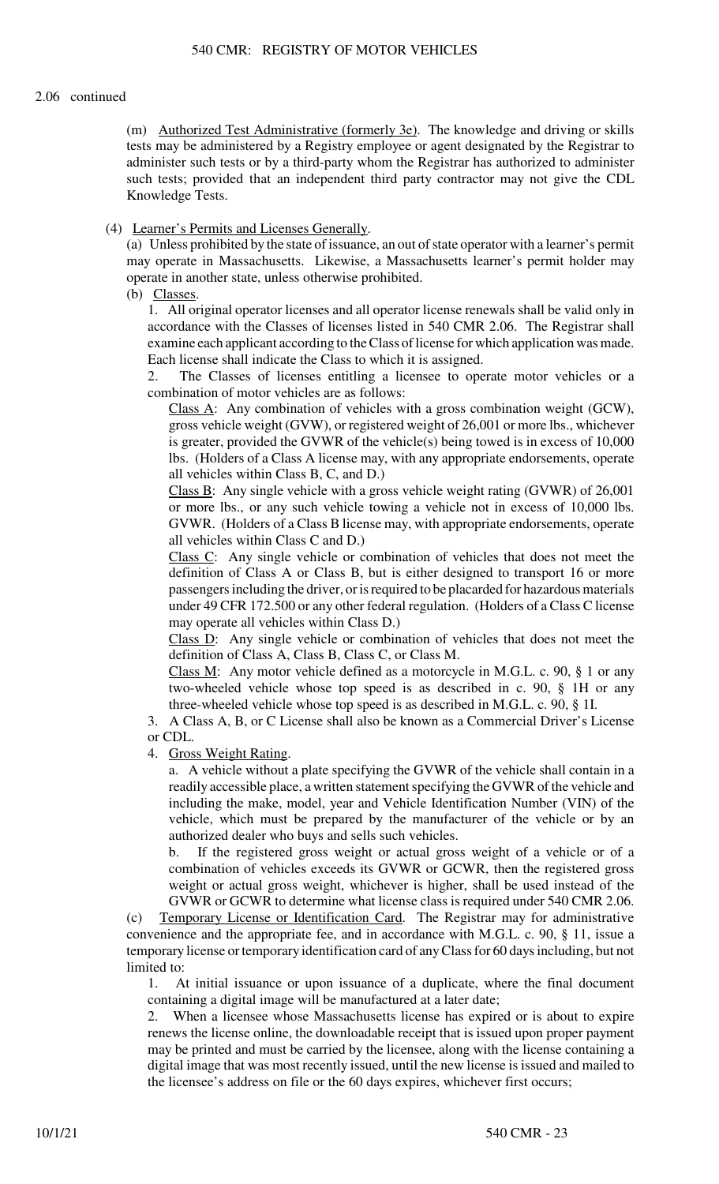2.06 continued

(m) Authorized Test Administrative (formerly 3e). The knowledge and driving or skills tests may be administered by a Registry employee or agent designated by the Registrar to administer such tests or by a third-party whom the Registrar has authorized to administer such tests; provided that an independent third party contractor may not give the CDL Knowledge Tests.

(4) Learner's Permits and Licenses Generally.

(a) Unless prohibited by the state of issuance, an out of state operator with a learner's permit may operate in Massachusetts. Likewise, a Massachusetts learner's permit holder may operate in another state, unless otherwise prohibited.

(b) Classes.

1. All original operator licenses and all operator license renewals shall be valid only in accordance with the Classes of licenses listed in 540 CMR 2.06. The Registrar shall examine each applicant according to the Class of license for which application was made. Each license shall indicate the Class to which it is assigned.

2. The Classes of licenses entitling a licensee to operate motor vehicles or a combination of motor vehicles are as follows:

Class A: Any combination of vehicles with a gross combination weight (GCW), gross vehicle weight (GVW), or registered weight of 26,001 or more lbs., whichever is greater, provided the GVWR of the vehicle(s) being towed is in excess of 10,000 lbs. (Holders of a Class A license may, with any appropriate endorsements, operate all vehicles within Class B, C, and D.)

Class B: Any single vehicle with a gross vehicle weight rating (GVWR) of 26,001 or more lbs., or any such vehicle towing a vehicle not in excess of 10,000 lbs. GVWR. (Holders of a Class B license may, with appropriate endorsements, operate all vehicles within Class C and D.)

Class C: Any single vehicle or combination of vehicles that does not meet the definition of Class A or Class B, but is either designed to transport 16 or more passengers including the driver, or is required to be placarded for hazardous materials under 49 CFR 172.500 or any other federal regulation. (Holders of a Class C license may operate all vehicles within Class D.)

Class D: Any single vehicle or combination of vehicles that does not meet the definition of Class A, Class B, Class C, or Class M.

Class M: Any motor vehicle defined as a motorcycle in M.G.L. c. 90, § 1 or any two-wheeled vehicle whose top speed is as described in c. 90, § 1H or any three-wheeled vehicle whose top speed is as described in M.G.L. c. 90, § 1I.

3. A Class A, B, or C License shall also be known as a Commercial Driver's License or CDL.

4. Gross Weight Rating.

a. A vehicle without a plate specifying the GVWR of the vehicle shall contain in a readily accessible place, a written statement specifying the GVWR of the vehicle and including the make, model, year and Vehicle Identification Number (VIN) of the vehicle, which must be prepared by the manufacturer of the vehicle or by an authorized dealer who buys and sells such vehicles.

b. If the registered gross weight or actual gross weight of a vehicle or of a combination of vehicles exceeds its GVWR or GCWR, then the registered gross weight or actual gross weight, whichever is higher, shall be used instead of the GVWR or GCWR to determine what license class is required under 540 CMR 2.06.

(c) Temporary License or Identification Card. The Registrar may for administrative convenience and the appropriate fee, and in accordance with M.G.L. c. 90, § 11, issue a temporary license or temporary identification card of any Class for 60 days including, but not limited to:

1. At initial issuance or upon issuance of a duplicate, where the final document containing a digital image will be manufactured at a later date;

2. When a licensee whose Massachusetts license has expired or is about to expire renews the license online, the downloadable receipt that is issued upon proper payment may be printed and must be carried by the licensee, along with the license containing a digital image that was most recently issued, until the new license is issued and mailed to the licensee's address on file or the 60 days expires, whichever first occurs;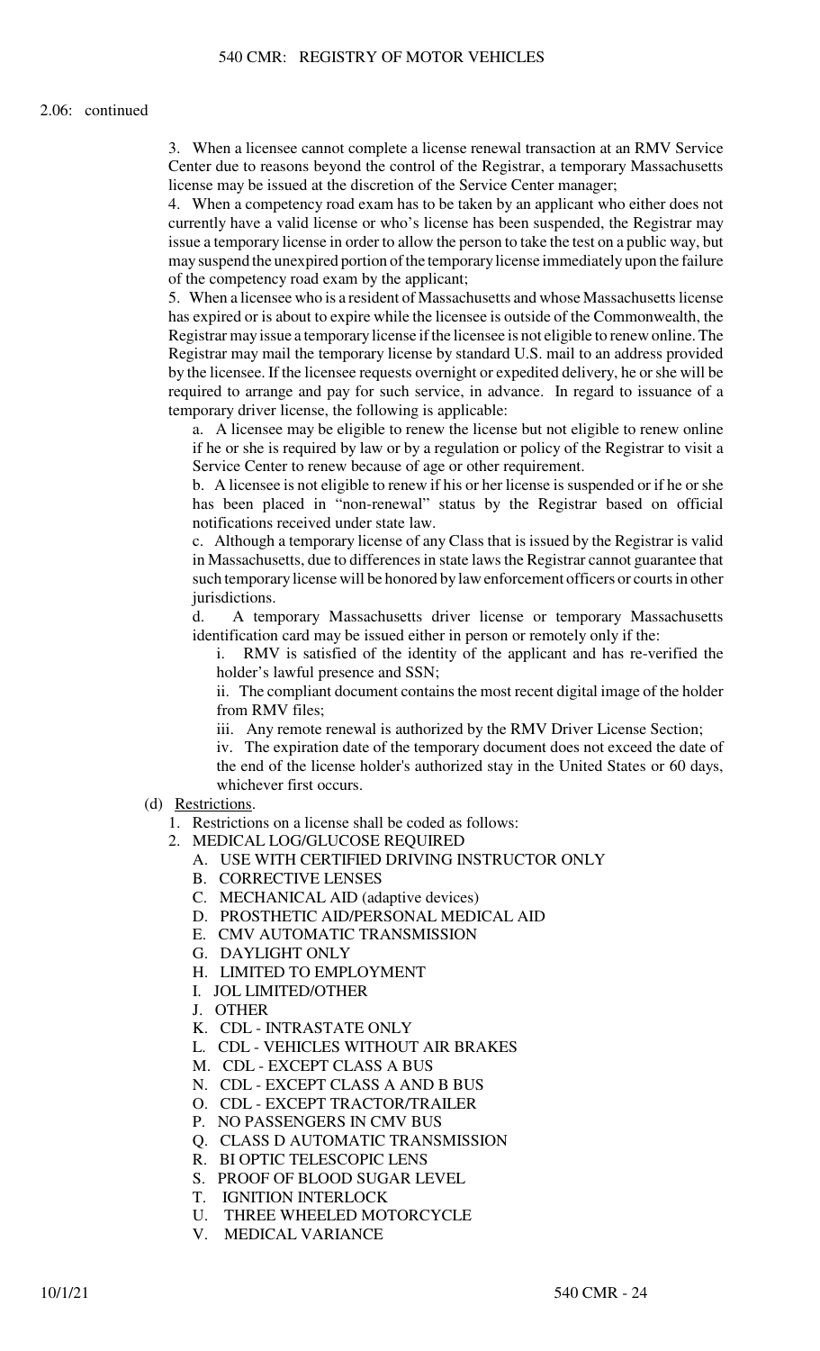2.06: continued

3. When a licensee cannot complete a license renewal transaction at an RMV Service Center due to reasons beyond the control of the Registrar, a temporary Massachusetts license may be issued at the discretion of the Service Center manager;

4. When a competency road exam has to be taken by an applicant who either does not currently have a valid license or who's license has been suspended, the Registrar may issue a temporary license in order to allow the person to take the test on a public way, but may suspend the unexpired portion of the temporary license immediately upon the failure of the competency road exam by the applicant;

5. When a licensee who is a resident of Massachusetts and whose Massachusetts license has expired or is about to expire while the licensee is outside of the Commonwealth, the Registrar may issue a temporary license if the licensee is not eligible to renew online. The Registrar may mail the temporary license by standard U.S. mail to an address provided by the licensee. If the licensee requests overnight or expedited delivery, he or she will be required to arrange and pay for such service, in advance. In regard to issuance of a temporary driver license, the following is applicable:

a. A licensee may be eligible to renew the license but not eligible to renew online if he or she is required by law or by a regulation or policy of the Registrar to visit a Service Center to renew because of age or other requirement.

b. A licensee is not eligible to renew if his or her license is suspended or if he or she has been placed in "non-renewal" status by the Registrar based on official notifications received under state law.

c. Although a temporary license of any Class that is issued by the Registrar is valid in Massachusetts, due to differences in state laws the Registrar cannot guarantee that such temporary license will be honored by law enforcement officers or courts in other jurisdictions.

d. A temporary Massachusetts driver license or temporary Massachusetts identification card may be issued either in person or remotely only if the:

i. RMV is satisfied of the identity of the applicant and has re-verified the holder's lawful presence and SSN;

ii. The compliant document contains the most recent digital image of the holder from RMV files;

iii. Any remote renewal is authorized by the RMV Driver License Section;

iv. The expiration date of the temporary document does not exceed the date of the end of the license holder's authorized stay in the United States or 60 days, whichever first occurs.

(d) Restrictions.

1. Restrictions on a license shall be coded as follows:

2. MEDICAL LOG/GLUCOSE REQUIRED

A. USE WITH CERTIFIED DRIVING INSTRUCTOR ONLY
B. CORRECTIVE LENSES
C. MECHANICAL AID (adaptive devices)
D. PROSTHETIC AID/PERSONAL MEDICAL AID
E. CMV AUTOMATIC TRANSMISSION
G. DAYLIGHT ONLY
H. LIMITED TO EMPLOYMENT
I. JOL LIMITED/OTHER
J. OTHER
K. CDL - INTRASTATE ONLY
L. CDL - VEHICLES WITHOUT AIR BRAKES
M. CDL - EXCEPT CLASS A BUS
N. CDL - EXCEPT CLASS A AND B BUS
O. CDL - EXCEPT TRACTOR/TRAILER
P. NO PASSENGERS IN CMV BUS
Q. CLASS D AUTOMATIC TRANSMISSION
R. BI OPTIC TELESCOPIC LENS
S. PROOF OF BLOOD SUGAR LEVEL
T. IGNITION INTERLOCK
U. THREE WHEELED MOTORCYCLE
V. MEDICAL VARIANCE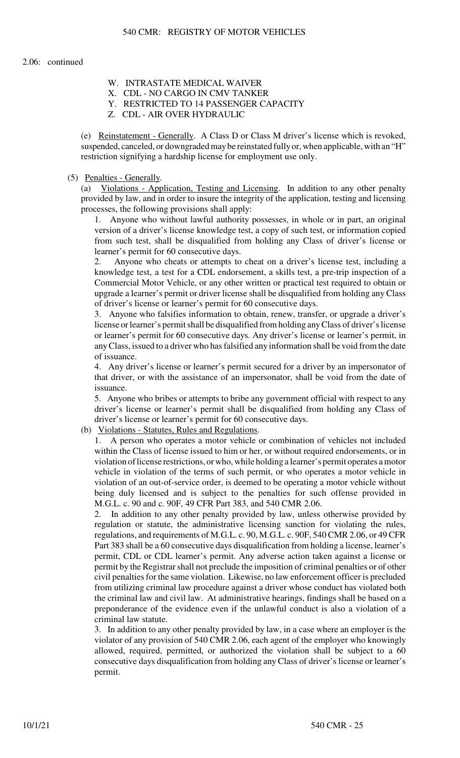2.06: continued

W. INTRASTATE MEDICAL WAIVER
X. CDL - NO CARGO IN CMV TANKER
Y. RESTRICTED TO 14 PASSENGER CAPACITY
Z. CDL - AIR OVER HYDRAULIC

(e) Reinstatement - Generally. A Class D or Class M driver's license which is revoked, suspended, canceled, or downgraded may be reinstated fully or, when applicable, with an "H" restriction signifying a hardship license for employment use only.

(5) Penalties - Generally.

(a) Violations - Application, Testing and Licensing. In addition to any other penalty provided by law, and in order to insure the integrity of the application, testing and licensing processes, the following provisions shall apply:

1. Anyone who without lawful authority possesses, in whole or in part, an original version of a driver's license knowledge test, a copy of such test, or information copied from such test, shall be disqualified from holding any Class of driver's license or learner's permit for 60 consecutive days.

2. Anyone who cheats or attempts to cheat on a driver's license test, including a knowledge test, a test for a CDL endorsement, a skills test, a pre-trip inspection of a Commercial Motor Vehicle, or any other written or practical test required to obtain or upgrade a learner's permit or driver license shall be disqualified from holding any Class of driver's license or learner's permit for 60 consecutive days.

3. Anyone who falsifies information to obtain, renew, transfer, or upgrade a driver's license or learner's permit shall be disqualified from holding any Class of driver's license or learner's permit for 60 consecutive days. Any driver's license or learner's permit, in any Class, issued to a driver who has falsified any information shall be void from the date of issuance.

4. Any driver's license or learner's permit secured for a driver by an impersonator of that driver, or with the assistance of an impersonator, shall be void from the date of issuance.

5. Anyone who bribes or attempts to bribe any government official with respect to any driver's license or learner's permit shall be disqualified from holding any Class of driver's license or learner's permit for 60 consecutive days.

(b) Violations - Statutes, Rules and Regulations.

1. A person who operates a motor vehicle or combination of vehicles not included within the Class of license issued to him or her, or without required endorsements, or in violation of license restrictions, or who, while holding a learner's permit operates a motor vehicle in violation of the terms of such permit, or who operates a motor vehicle in violation of an out-of-service order, is deemed to be operating a motor vehicle without being duly licensed and is subject to the penalties for such offense provided in M.G.L. c. 90 and c. 90F, 49 CFR Part 383, and 540 CMR 2.06.

2. In addition to any other penalty provided by law, unless otherwise provided by regulation or statute, the administrative licensing sanction for violating the rules, regulations, and requirements of M.G.L. c. 90, M.G.L. c. 90F, 540 CMR 2.06, or 49 CFR Part 383 shall be a 60 consecutive days disqualification from holding a license, learner's permit, CDL or CDL learner's permit. Any adverse action taken against a license or permit by the Registrar shall not preclude the imposition of criminal penalties or of other civil penalties for the same violation. Likewise, no law enforcement officer is precluded from utilizing criminal law procedure against a driver whose conduct has violated both the criminal law and civil law. At administrative hearings, findings shall be based on a preponderance of the evidence even if the unlawful conduct is also a violation of a criminal law statute.

3. In addition to any other penalty provided by law, in a case where an employer is the violator of any provision of 540 CMR 2.06, each agent of the employer who knowingly allowed, required, permitted, or authorized the violation shall be subject to a 60 consecutive days disqualification from holding any Class of driver's license or learner's permit.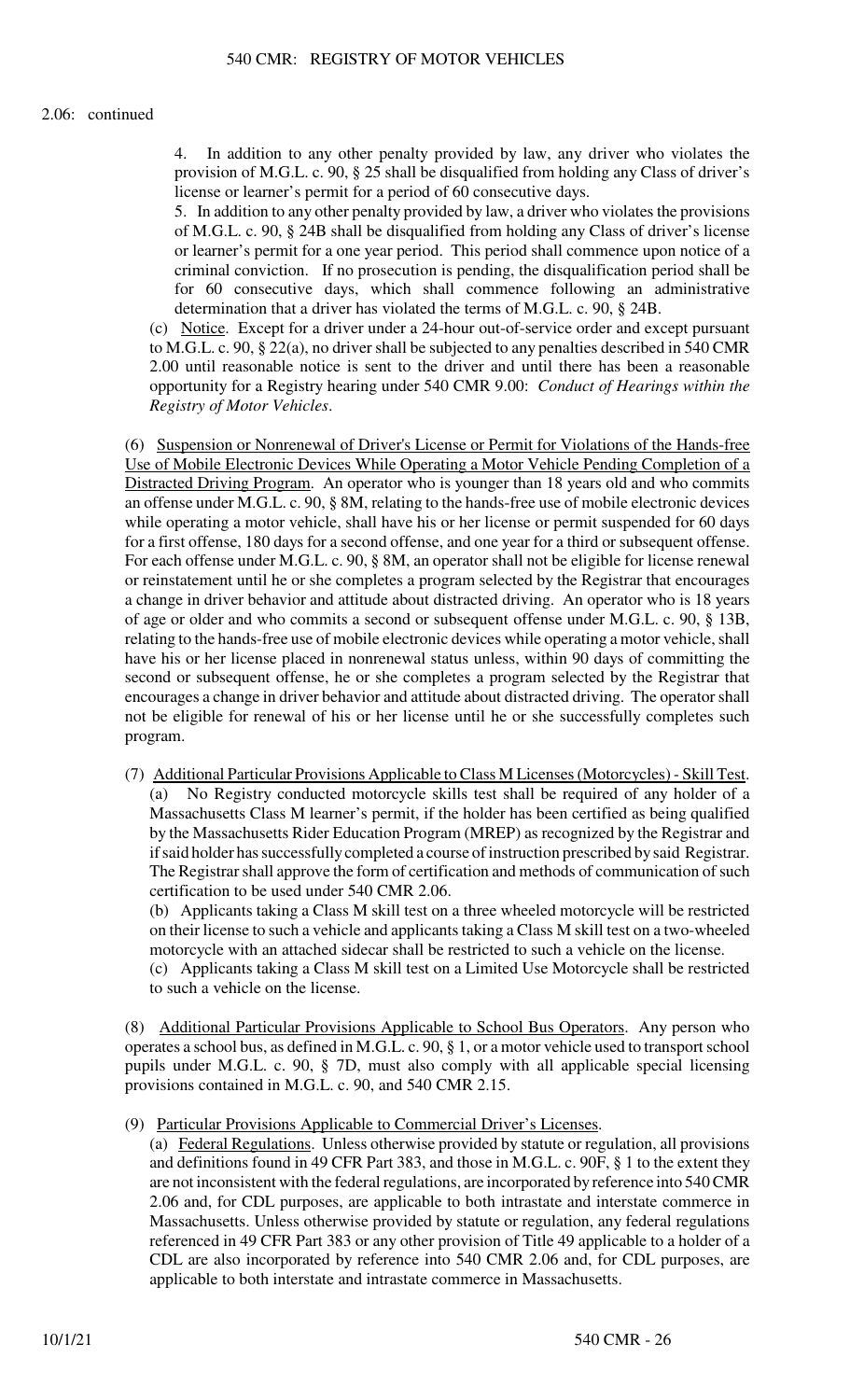2.06: continued

4. In addition to any other penalty provided by law, any driver who violates the provision of M.G.L. c. 90, § 25 shall be disqualified from holding any Class of driver's license or learner's permit for a period of 60 consecutive days.

5. In addition to any other penalty provided by law, a driver who violates the provisions of M.G.L. c. 90, § 24B shall be disqualified from holding any Class of driver's license or learner's permit for a one year period. This period shall commence upon notice of a criminal conviction. If no prosecution is pending, the disqualification period shall be for 60 consecutive days, which shall commence following an administrative determination that a driver has violated the terms of M.G.L. c. 90, § 24B.

(c) Notice. Except for a driver under a 24-hour out-of-service order and except pursuant to M.G.L. c. 90, § 22(a), no driver shall be subjected to any penalties described in 540 CMR 2.00 until reasonable notice is sent to the driver and until there has been a reasonable opportunity for a Registry hearing under 540 CMR 9.00: *Conduct of Hearings within the Registry of Motor Vehicles*.

(6) Suspension or Nonrenewal of Driver's License or Permit for Violations of the Hands-free Use of Mobile Electronic Devices While Operating a Motor Vehicle Pending Completion of a Distracted Driving Program. An operator who is younger than 18 years old and who commits an offense under M.G.L. c. 90, § 8M, relating to the hands-free use of mobile electronic devices while operating a motor vehicle, shall have his or her license or permit suspended for 60 days for a first offense, 180 days for a second offense, and one year for a third or subsequent offense. For each offense under M.G.L. c. 90, § 8M, an operator shall not be eligible for license renewal or reinstatement until he or she completes a program selected by the Registrar that encourages a change in driver behavior and attitude about distracted driving. An operator who is 18 years of age or older and who commits a second or subsequent offense under M.G.L. c. 90, § 13B, relating to the hands-free use of mobile electronic devices while operating a motor vehicle, shall have his or her license placed in nonrenewal status unless, within 90 days of committing the second or subsequent offense, he or she completes a program selected by the Registrar that encourages a change in driver behavior and attitude about distracted driving. The operator shall not be eligible for renewal of his or her license until he or she successfully completes such program.

(7) Additional Particular Provisions Applicable to Class M Licenses (Motorcycles) - Skill Test.

(a) No Registry conducted motorcycle skills test shall be required of any holder of a Massachusetts Class M learner's permit, if the holder has been certified as being qualified by the Massachusetts Rider Education Program (MREP) as recognized by the Registrar and if said holder has successfully completed a course of instruction prescribed by said Registrar. The Registrar shall approve the form of certification and methods of communication of such certification to be used under 540 CMR 2.06.

(b) Applicants taking a Class M skill test on a three wheeled motorcycle will be restricted on their license to such a vehicle and applicants taking a Class M skill test on a two-wheeled motorcycle with an attached sidecar shall be restricted to such a vehicle on the license.

(c) Applicants taking a Class M skill test on a Limited Use Motorcycle shall be restricted to such a vehicle on the license.

(8) Additional Particular Provisions Applicable to School Bus Operators. Any person who operates a school bus, as defined in M.G.L. c. 90, § 1, or a motor vehicle used to transport school pupils under M.G.L. c. 90, § 7D, must also comply with all applicable special licensing provisions contained in M.G.L. c. 90, and 540 CMR 2.15.

(9) Particular Provisions Applicable to Commercial Driver's Licenses.

(a) Federal Regulations. Unless otherwise provided by statute or regulation, all provisions and definitions found in 49 CFR Part 383, and those in M.G.L. c. 90F, § 1 to the extent they are not inconsistent with the federal regulations, are incorporated by reference into 540 CMR 2.06 and, for CDL purposes, are applicable to both intrastate and interstate commerce in Massachusetts. Unless otherwise provided by statute or regulation, any federal regulations referenced in 49 CFR Part 383 or any other provision of Title 49 applicable to a holder of a CDL are also incorporated by reference into 540 CMR 2.06 and, for CDL purposes, are applicable to both interstate and intrastate commerce in Massachusetts.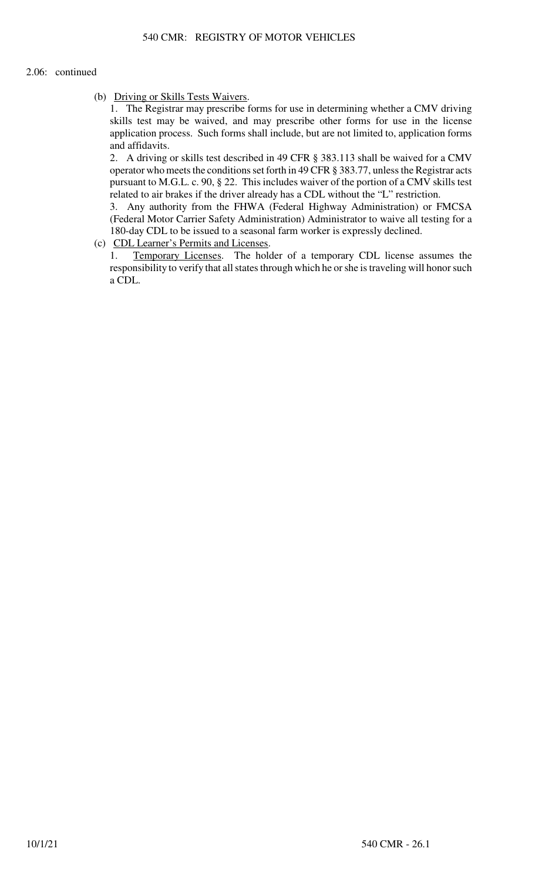2.06: continued

(b) Driving or Skills Tests Waivers.

1. The Registrar may prescribe forms for use in determining whether a CMV driving skills test may be waived, and may prescribe other forms for use in the license application process. Such forms shall include, but are not limited to, application forms and affidavits.

2. A driving or skills test described in 49 CFR § 383.113 shall be waived for a CMV operator who meets the conditions set forth in 49 CFR § 383.77, unless the Registrar acts pursuant to M.G.L. c. 90, § 22. This includes waiver of the portion of a CMV skills test related to air brakes if the driver already has a CDL without the "L" restriction.

3. Any authority from the FHWA (Federal Highway Administration) or FMCSA (Federal Motor Carrier Safety Administration) Administrator to waive all testing for a 180-day CDL to be issued to a seasonal farm worker is expressly declined.

(c) CDL Learner's Permits and Licenses.

1. Temporary Licenses. The holder of a temporary CDL license assumes the responsibility to verify that all states through which he or she is traveling will honor such a CDL.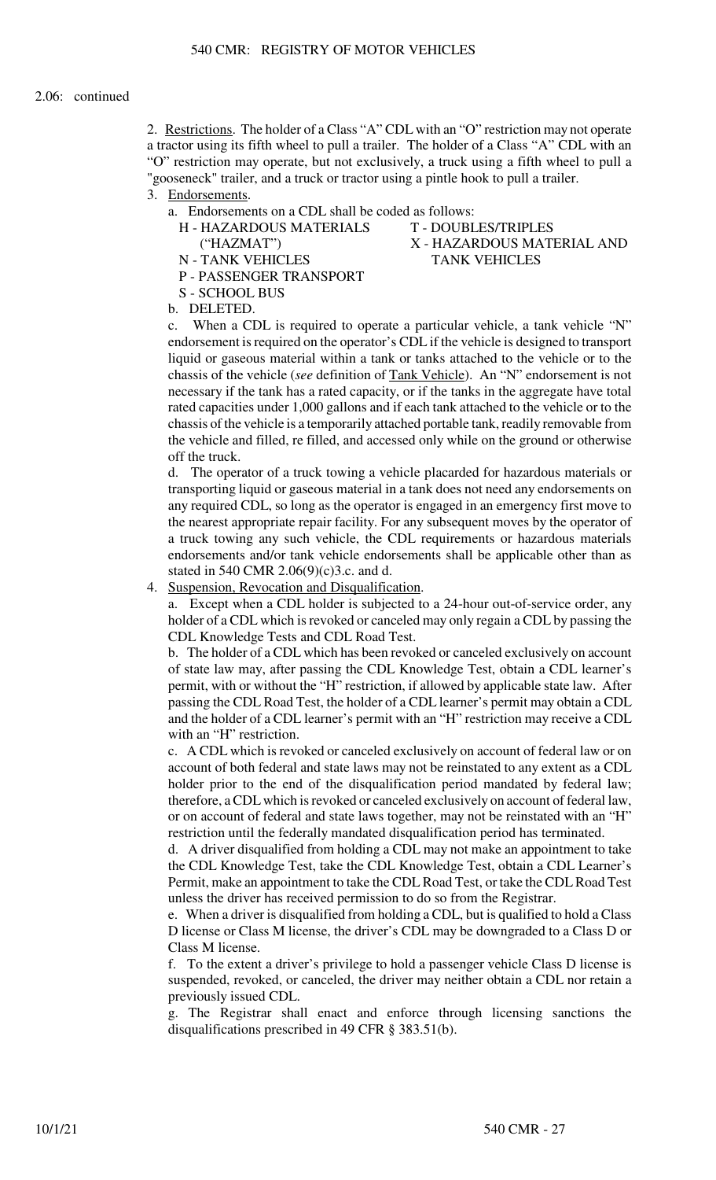2.06: continued

2. Restrictions. The holder of a Class "A" CDL with an "O" restriction may not operate a tractor using its fifth wheel to pull a trailer. The holder of a Class "A" CDL with an "O" restriction may operate, but not exclusively, a truck using a fifth wheel to pull a "gooseneck" trailer, and a truck or tractor using a pintle hook to pull a trailer.

3. Endorsements.

a. Endorsements on a CDL shall be coded as follows:

H - HAZARDOUS MATERIALS ("HAZMAT")
N - TANK VEHICLES
P - PASSENGER TRANSPORT
S - SCHOOL BUS
T - DOUBLES/TRIPLES
X - HAZARDOUS MATERIAL AND TANK VEHICLES

b. DELETED.

c. When a CDL is required to operate a particular vehicle, a tank vehicle "N" endorsement is required on the operator's CDL if the vehicle is designed to transport liquid or gaseous material within a tank or tanks attached to the vehicle or to the chassis of the vehicle (*see* definition of Tank Vehicle). An "N" endorsement is not necessary if the tank has a rated capacity, or if the tanks in the aggregate have total rated capacities under 1,000 gallons and if each tank attached to the vehicle or to the chassis of the vehicle is a temporarily attached portable tank, readily removable from the vehicle and filled, re filled, and accessed only while on the ground or otherwise off the truck.

d. The operator of a truck towing a vehicle placarded for hazardous materials or transporting liquid or gaseous material in a tank does not need any endorsements on any required CDL, so long as the operator is engaged in an emergency first move to the nearest appropriate repair facility. For any subsequent moves by the operator of a truck towing any such vehicle, the CDL requirements or hazardous materials endorsements and/or tank vehicle endorsements shall be applicable other than as stated in 540 CMR 2.06(9)(c)3.c. and d.

4. Suspension, Revocation and Disqualification.

a. Except when a CDL holder is subjected to a 24-hour out-of-service order, any holder of a CDL which is revoked or canceled may only regain a CDL by passing the CDL Knowledge Tests and CDL Road Test.

b. The holder of a CDL which has been revoked or canceled exclusively on account of state law may, after passing the CDL Knowledge Test, obtain a CDL learner's permit, with or without the "H" restriction, if allowed by applicable state law. After passing the CDL Road Test, the holder of a CDL learner's permit may obtain a CDL and the holder of a CDL learner's permit with an "H" restriction may receive a CDL with an "H" restriction.

c. A CDL which is revoked or canceled exclusively on account of federal law or on account of both federal and state laws may not be reinstated to any extent as a CDL holder prior to the end of the disqualification period mandated by federal law; therefore, a CDL which is revoked or canceled exclusively on account of federal law, or on account of federal and state laws together, may not be reinstated with an "H" restriction until the federally mandated disqualification period has terminated.

d. A driver disqualified from holding a CDL may not make an appointment to take the CDL Knowledge Test, take the CDL Knowledge Test, obtain a CDL Learner's Permit, make an appointment to take the CDL Road Test, or take the CDL Road Test unless the driver has received permission to do so from the Registrar.

e. When a driver is disqualified from holding a CDL, but is qualified to hold a Class D license or Class M license, the driver's CDL may be downgraded to a Class D or Class M license.

f. To the extent a driver's privilege to hold a passenger vehicle Class D license is suspended, revoked, or canceled, the driver may neither obtain a CDL nor retain a previously issued CDL.

g. The Registrar shall enact and enforce through licensing sanctions the disqualifications prescribed in 49 CFR § 383.51(b).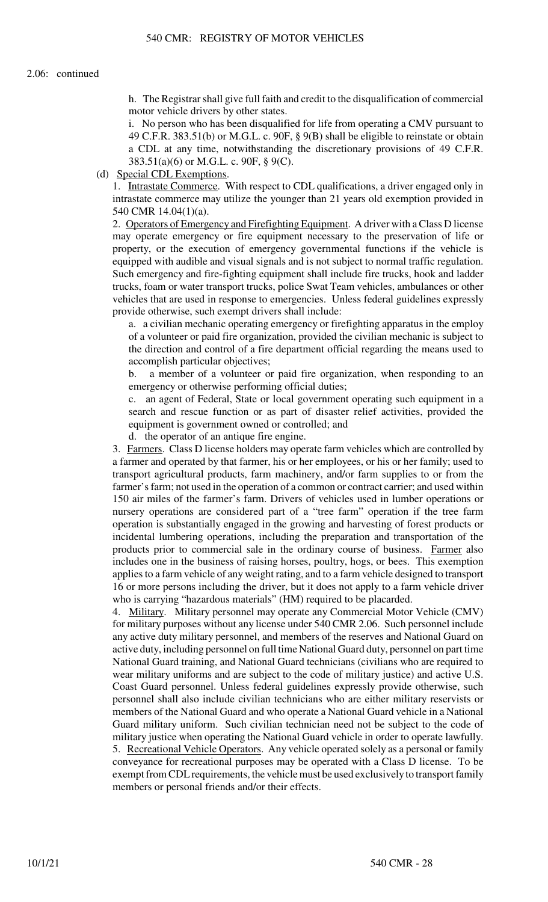2.06: continued

h. The Registrar shall give full faith and credit to the disqualification of commercial motor vehicle drivers by other states.

i. No person who has been disqualified for life from operating a CMV pursuant to 49 C.F.R. 383.51(b) or M.G.L. c. 90F, § 9(B) shall be eligible to reinstate or obtain a CDL at any time, notwithstanding the discretionary provisions of 49 C.F.R. 383.51(a)(6) or M.G.L. c. 90F, § 9(C).

(d) Special CDL Exemptions.

1. Intrastate Commerce. With respect to CDL qualifications, a driver engaged only in intrastate commerce may utilize the younger than 21 years old exemption provided in 540 CMR 14.04(1)(a).

2. Operators of Emergency and Firefighting Equipment. A driver with a Class D license may operate emergency or fire equipment necessary to the preservation of life or property, or the execution of emergency governmental functions if the vehicle is equipped with audible and visual signals and is not subject to normal traffic regulation. Such emergency and fire-fighting equipment shall include fire trucks, hook and ladder trucks, foam or water transport trucks, police Swat Team vehicles, ambulances or other vehicles that are used in response to emergencies. Unless federal guidelines expressly provide otherwise, such exempt drivers shall include:

a. a civilian mechanic operating emergency or firefighting apparatus in the employ of a volunteer or paid fire organization, provided the civilian mechanic is subject to the direction and control of a fire department official regarding the means used to accomplish particular objectives;

b. a member of a volunteer or paid fire organization, when responding to an emergency or otherwise performing official duties;

c. an agent of Federal, State or local government operating such equipment in a search and rescue function or as part of disaster relief activities, provided the equipment is government owned or controlled; and

d. the operator of an antique fire engine.

3. Farmers. Class D license holders may operate farm vehicles which are controlled by a farmer and operated by that farmer, his or her employees, or his or her family; used to transport agricultural products, farm machinery, and/or farm supplies to or from the farmer's farm; not used in the operation of a common or contract carrier; and used within 150 air miles of the farmer's farm. Drivers of vehicles used in lumber operations or nursery operations are considered part of a "tree farm" operation if the tree farm operation is substantially engaged in the growing and harvesting of forest products or incidental lumbering operations, including the preparation and transportation of the products prior to commercial sale in the ordinary course of business. Farmer also includes one in the business of raising horses, poultry, hogs, or bees. This exemption applies to a farm vehicle of any weight rating, and to a farm vehicle designed to transport 16 or more persons including the driver, but it does not apply to a farm vehicle driver who is carrying "hazardous materials" (HM) required to be placarded.

4. Military. Military personnel may operate any Commercial Motor Vehicle (CMV) for military purposes without any license under 540 CMR 2.06. Such personnel include any active duty military personnel, and members of the reserves and National Guard on active duty, including personnel on full time National Guard duty, personnel on part time National Guard training, and National Guard technicians (civilians who are required to wear military uniforms and are subject to the code of military justice) and active U.S. Coast Guard personnel. Unless federal guidelines expressly provide otherwise, such personnel shall also include civilian technicians who are either military reservists or members of the National Guard and who operate a National Guard vehicle in a National Guard military uniform. Such civilian technician need not be subject to the code of military justice when operating the National Guard vehicle in order to operate lawfully.

5. Recreational Vehicle Operators. Any vehicle operated solely as a personal or family conveyance for recreational purposes may be operated with a Class D license. To be exempt from CDL requirements, the vehicle must be used exclusively to transport family members or personal friends and/or their effects.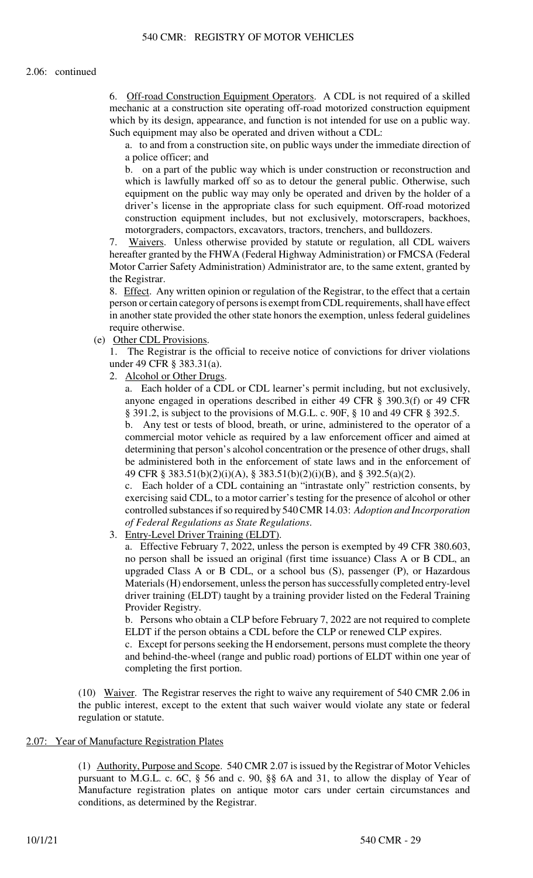2.06: continued

6. Off-road Construction Equipment Operators. A CDL is not required of a skilled mechanic at a construction site operating off-road motorized construction equipment which by its design, appearance, and function is not intended for use on a public way. Such equipment may also be operated and driven without a CDL:

a. to and from a construction site, on public ways under the immediate direction of a police officer; and

b. on a part of the public way which is under construction or reconstruction and which is lawfully marked off so as to detour the general public. Otherwise, such equipment on the public way may only be operated and driven by the holder of a driver's license in the appropriate class for such equipment. Off-road motorized construction equipment includes, but not exclusively, motorscrapers, backhoes, motorgraders, compactors, excavators, tractors, trenchers, and bulldozers.

7. Waivers. Unless otherwise provided by statute or regulation, all CDL waivers hereafter granted by the FHWA (Federal Highway Administration) or FMCSA (Federal Motor Carrier Safety Administration) Administrator are, to the same extent, granted by the Registrar.

8. Effect. Any written opinion or regulation of the Registrar, to the effect that a certain person or certain category of persons is exempt from CDL requirements, shall have effect in another state provided the other state honors the exemption, unless federal guidelines require otherwise.

(e) Other CDL Provisions.

1. The Registrar is the official to receive notice of convictions for driver violations under 49 CFR § 383.31(a).

2. Alcohol or Other Drugs.

a. Each holder of a CDL or CDL learner's permit including, but not exclusively, anyone engaged in operations described in either 49 CFR § 390.3(f) or 49 CFR § 391.2, is subject to the provisions of M.G.L. c. 90F, § 10 and 49 CFR § 392.5.

b. Any test or tests of blood, breath, or urine, administered to the operator of a commercial motor vehicle as required by a law enforcement officer and aimed at determining that person's alcohol concentration or the presence of other drugs, shall be administered both in the enforcement of state laws and in the enforcement of 49 CFR § 383.51(b)(2)(i)(A), § 383.51(b)(2)(i)(B), and § 392.5(a)(2).

c. Each holder of a CDL containing an "intrastate only" restriction consents, by exercising said CDL, to a motor carrier's testing for the presence of alcohol or other controlled substances if so required by 540 CMR 14.03: *Adoption and Incorporation of Federal Regulations as State Regulations*.

3. Entry-Level Driver Training (ELDT).

a. Effective February 7, 2022, unless the person is exempted by 49 CFR 380.603, no person shall be issued an original (first time issuance) Class A or B CDL, an upgraded Class A or B CDL, or a school bus (S), passenger (P), or Hazardous Materials (H) endorsement, unless the person has successfully completed entry-level driver training (ELDT) taught by a training provider listed on the Federal Training Provider Registry.

b. Persons who obtain a CLP before February 7, 2022 are not required to complete ELDT if the person obtains a CDL before the CLP or renewed CLP expires.

c. Except for persons seeking the H endorsement, persons must complete the theory and behind-the-wheel (range and public road) portions of ELDT within one year of completing the first portion.

(10) Waiver. The Registrar reserves the right to waive any requirement of 540 CMR 2.06 in the public interest, except to the extent that such waiver would violate any state or federal regulation or statute.

## 2.07: Year of Manufacture Registration Plates

(1) Authority, Purpose and Scope. 540 CMR 2.07 is issued by the Registrar of Motor Vehicles pursuant to M.G.L. c. 6C, § 56 and c. 90, §§ 6A and 31, to allow the display of Year of Manufacture registration plates on antique motor cars under certain circumstances and conditions, as determined by the Registrar.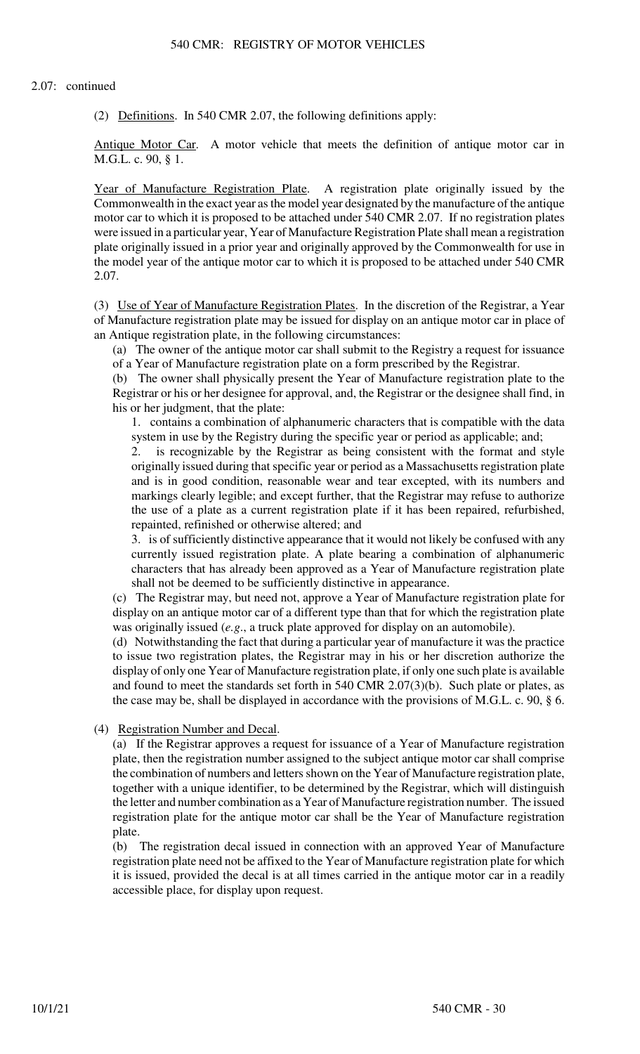2.07: continued

(2) Definitions. In 540 CMR 2.07, the following definitions apply:

Antique Motor Car. A motor vehicle that meets the definition of antique motor car in M.G.L. c. 90, § 1.

Year of Manufacture Registration Plate. A registration plate originally issued by the Commonwealth in the exact year as the model year designated by the manufacture of the antique motor car to which it is proposed to be attached under 540 CMR 2.07. If no registration plates were issued in a particular year, Year of Manufacture Registration Plate shall mean a registration plate originally issued in a prior year and originally approved by the Commonwealth for use in the model year of the antique motor car to which it is proposed to be attached under 540 CMR 2.07.

(3) Use of Year of Manufacture Registration Plates. In the discretion of the Registrar, a Year of Manufacture registration plate may be issued for display on an antique motor car in place of an Antique registration plate, in the following circumstances:

(a) The owner of the antique motor car shall submit to the Registry a request for issuance of a Year of Manufacture registration plate on a form prescribed by the Registrar.

(b) The owner shall physically present the Year of Manufacture registration plate to the Registrar or his or her designee for approval, and, the Registrar or the designee shall find, in his or her judgment, that the plate:

1. contains a combination of alphanumeric characters that is compatible with the data system in use by the Registry during the specific year or period as applicable; and;

2. is recognizable by the Registrar as being consistent with the format and style originally issued during that specific year or period as a Massachusetts registration plate and is in good condition, reasonable wear and tear excepted, with its numbers and markings clearly legible; and except further, that the Registrar may refuse to authorize the use of a plate as a current registration plate if it has been repaired, refurbished, repainted, refinished or otherwise altered; and

3. is of sufficiently distinctive appearance that it would not likely be confused with any currently issued registration plate. A plate bearing a combination of alphanumeric characters that has already been approved as a Year of Manufacture registration plate shall not be deemed to be sufficiently distinctive in appearance.

(c) The Registrar may, but need not, approve a Year of Manufacture registration plate for display on an antique motor car of a different type than that for which the registration plate was originally issued (*e.g*., a truck plate approved for display on an automobile).

(d) Notwithstanding the fact that during a particular year of manufacture it was the practice to issue two registration plates, the Registrar may in his or her discretion authorize the display of only one Year of Manufacture registration plate, if only one such plate is available and found to meet the standards set forth in 540 CMR 2.07(3)(b). Such plate or plates, as the case may be, shall be displayed in accordance with the provisions of M.G.L. c. 90, § 6.

(4) Registration Number and Decal.

(a) If the Registrar approves a request for issuance of a Year of Manufacture registration plate, then the registration number assigned to the subject antique motor car shall comprise the combination of numbers and letters shown on the Year of Manufacture registration plate, together with a unique identifier, to be determined by the Registrar, which will distinguish the letter and number combination as a Year of Manufacture registration number. The issued registration plate for the antique motor car shall be the Year of Manufacture registration plate.

(b) The registration decal issued in connection with an approved Year of Manufacture registration plate need not be affixed to the Year of Manufacture registration plate for which it is issued, provided the decal is at all times carried in the antique motor car in a readily accessible place, for display upon request.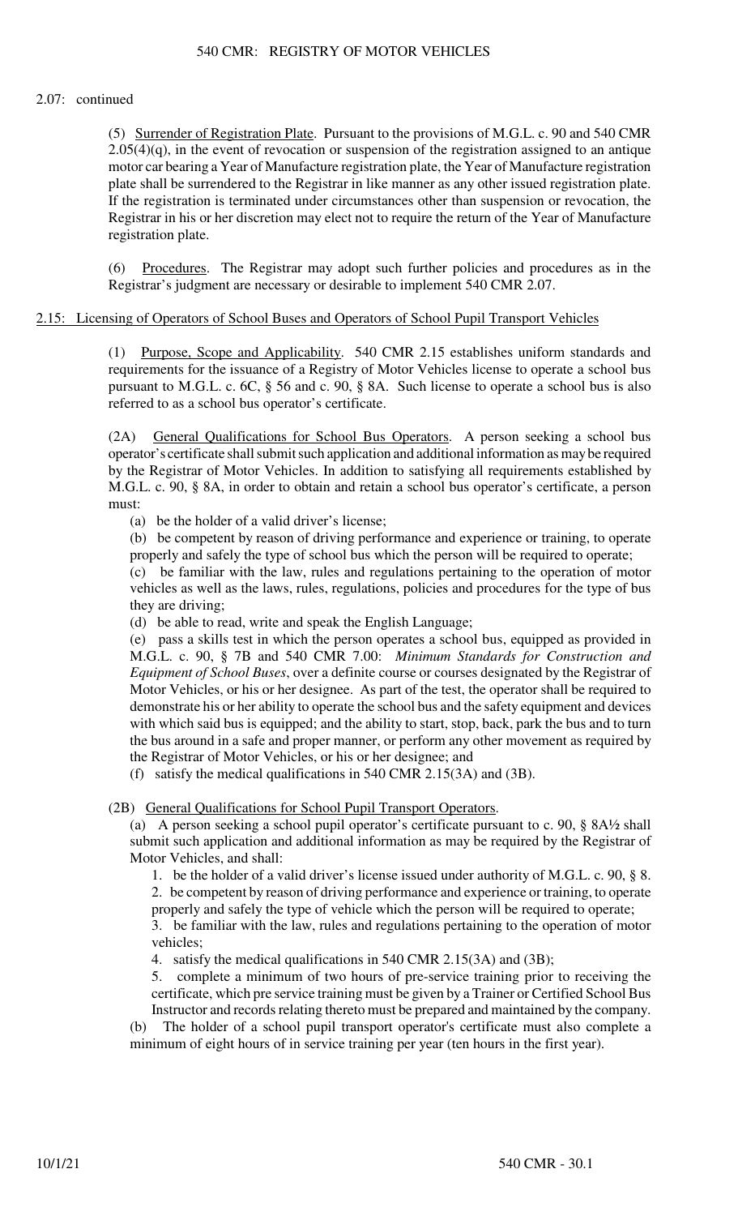2.07: continued

(5) Surrender of Registration Plate. Pursuant to the provisions of M.G.L. c. 90 and 540 CMR 2.05(4)(q), in the event of revocation or suspension of the registration assigned to an antique motor car bearing a Year of Manufacture registration plate, the Year of Manufacture registration plate shall be surrendered to the Registrar in like manner as any other issued registration plate. If the registration is terminated under circumstances other than suspension or revocation, the Registrar in his or her discretion may elect not to require the return of the Year of Manufacture registration plate.

(6) Procedures. The Registrar may adopt such further policies and procedures as in the Registrar's judgment are necessary or desirable to implement 540 CMR 2.07.

## 2.15: Licensing of Operators of School Buses and Operators of School Pupil Transport Vehicles

(1) Purpose, Scope and Applicability. 540 CMR 2.15 establishes uniform standards and requirements for the issuance of a Registry of Motor Vehicles license to operate a school bus pursuant to M.G.L. c. 6C, § 56 and c. 90, § 8A. Such license to operate a school bus is also referred to as a school bus operator's certificate.

(2A) General Qualifications for School Bus Operators. A person seeking a school bus operator's certificate shall submit such application and additional information as may be required by the Registrar of Motor Vehicles. In addition to satisfying all requirements established by M.G.L. c. 90, § 8A, in order to obtain and retain a school bus operator's certificate, a person must:

(a) be the holder of a valid driver's license;

(b) be competent by reason of driving performance and experience or training, to operate properly and safely the type of school bus which the person will be required to operate;

(c) be familiar with the law, rules and regulations pertaining to the operation of motor vehicles as well as the laws, rules, regulations, policies and procedures for the type of bus they are driving;

(d) be able to read, write and speak the English Language;

(e) pass a skills test in which the person operates a school bus, equipped as provided in M.G.L. c. 90, § 7B and 540 CMR 7.00: *Minimum Standards for Construction and Equipment of School Buses*, over a definite course or courses designated by the Registrar of Motor Vehicles, or his or her designee. As part of the test, the operator shall be required to demonstrate his or her ability to operate the school bus and the safety equipment and devices with which said bus is equipped; and the ability to start, stop, back, park the bus and to turn the bus around in a safe and proper manner, or perform any other movement as required by the Registrar of Motor Vehicles, or his or her designee; and

(f) satisfy the medical qualifications in 540 CMR 2.15(3A) and (3B).

(2B) General Qualifications for School Pupil Transport Operators.

(a) A person seeking a school pupil operator's certificate pursuant to c. 90, § 8A½ shall submit such application and additional information as may be required by the Registrar of Motor Vehicles, and shall:

1. be the holder of a valid driver's license issued under authority of M.G.L. c. 90, § 8.

2. be competent by reason of driving performance and experience or training, to operate properly and safely the type of vehicle which the person will be required to operate;

3. be familiar with the law, rules and regulations pertaining to the operation of motor vehicles;

4. satisfy the medical qualifications in 540 CMR 2.15(3A) and (3B);

5. complete a minimum of two hours of pre-service training prior to receiving the certificate, which pre service training must be given by a Trainer or Certified School Bus Instructor and records relating thereto must be prepared and maintained by the company.

(b) The holder of a school pupil transport operator's certificate must also complete a minimum of eight hours of in service training per year (ten hours in the first year).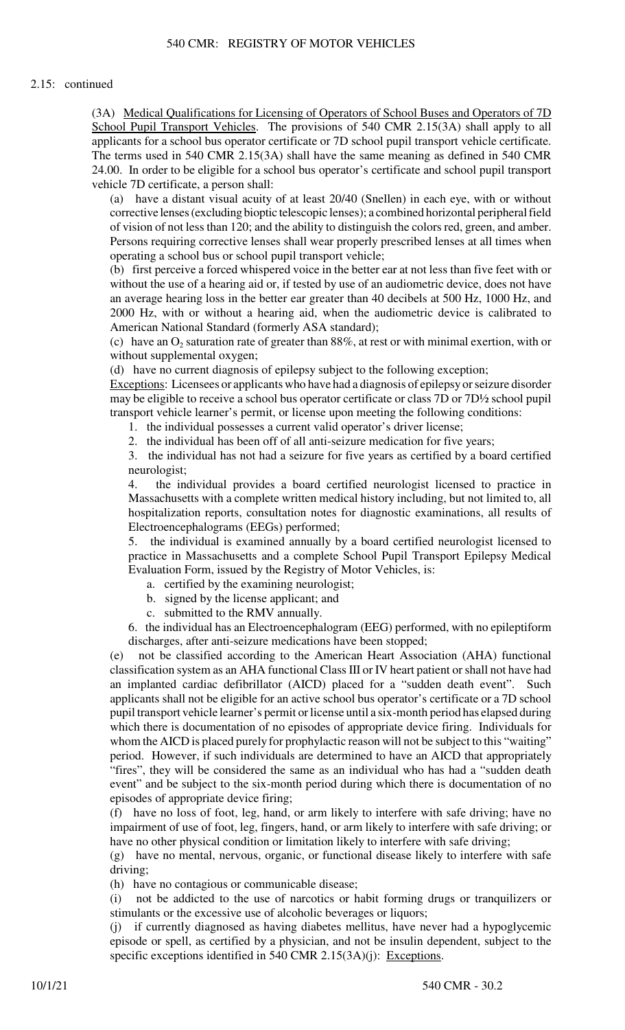2.15: continued

(3A) Medical Qualifications for Licensing of Operators of School Buses and Operators of 7D School Pupil Transport Vehicles. The provisions of 540 CMR 2.15(3A) shall apply to all applicants for a school bus operator certificate or 7D school pupil transport vehicle certificate. The terms used in 540 CMR 2.15(3A) shall have the same meaning as defined in 540 CMR 24.00. In order to be eligible for a school bus operator's certificate and school pupil transport vehicle 7D certificate, a person shall:

(a) have a distant visual acuity of at least 20/40 (Snellen) in each eye, with or without corrective lenses (excluding bioptic telescopic lenses); a combined horizontal peripheral field of vision of not less than 120; and the ability to distinguish the colors red, green, and amber. Persons requiring corrective lenses shall wear properly prescribed lenses at all times when operating a school bus or school pupil transport vehicle;

(b) first perceive a forced whispered voice in the better ear at not less than five feet with or without the use of a hearing aid or, if tested by use of an audiometric device, does not have an average hearing loss in the better ear greater than 40 decibels at 500 Hz, 1000 Hz, and 2000 Hz, with or without a hearing aid, when the audiometric device is calibrated to American National Standard (formerly ASA standard);

(c) have an $O_2$ saturation rate of greater than 88%, at rest or with minimal exertion, with or without supplemental oxygen;

(d) have no current diagnosis of epilepsy subject to the following exception;

Exceptions: Licensees or applicants who have had a diagnosis of epilepsy or seizure disorder may be eligible to receive a school bus operator certificate or class 7D or 7D½ school pupil transport vehicle learner's permit, or license upon meeting the following conditions:

1. the individual possesses a current valid operator's driver license;
2. the individual has been off of all anti-seizure medication for five years;
3. the individual has not had a seizure for five years as certified by a board certified neurologist;
4. the individual provides a board certified neurologist licensed to practice in Massachusetts with a complete written medical history including, but not limited to, all hospitalization reports, consultation notes for diagnostic examinations, all results of Electroencephalograms (EEGs) performed;
5. the individual is examined annually by a board certified neurologist licensed to practice in Massachusetts and a complete School Pupil Transport Epilepsy Medical Evaluation Form, issued by the Registry of Motor Vehicles, is:
   a. certified by the examining neurologist;
   b. signed by the license applicant; and
   c. submitted to the RMV annually.
6. the individual has an Electroencephalogram (EEG) performed, with no epileptiform discharges, after anti-seizure medications have been stopped;

(e) not be classified according to the American Heart Association (AHA) functional classification system as an AHA functional Class III or IV heart patient or shall not have had an implanted cardiac defibrillator (AICD) placed for a "sudden death event". Such applicants shall not be eligible for an active school bus operator's certificate or a 7D school pupil transport vehicle learner's permit or license until a six-month period has elapsed during which there is documentation of no episodes of appropriate device firing. Individuals for whom the AICD is placed purely for prophylactic reason will not be subject to this "waiting" period. However, if such individuals are determined to have an AICD that appropriately "fires", they will be considered the same as an individual who has had a "sudden death event" and be subject to the six-month period during which there is documentation of no episodes of appropriate device firing;

(f) have no loss of foot, leg, hand, or arm likely to interfere with safe driving; have no impairment of use of foot, leg, fingers, hand, or arm likely to interfere with safe driving; or have no other physical condition or limitation likely to interfere with safe driving;

(g) have no mental, nervous, organic, or functional disease likely to interfere with safe driving;

(h) have no contagious or communicable disease;

(i) not be addicted to the use of narcotics or habit forming drugs or tranquilizers or stimulants or the excessive use of alcoholic beverages or liquors;

(j) if currently diagnosed as having diabetes mellitus, have never had a hypoglycemic episode or spell, as certified by a physician, and not be insulin dependent, subject to the specific exceptions identified in 540 CMR 2.15(3A)(j): Exceptions.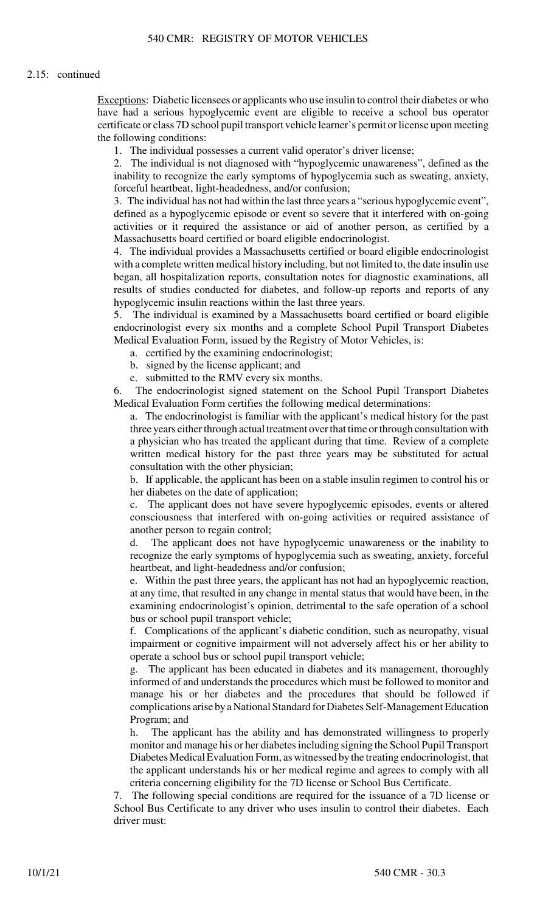2.15: continued

Exceptions: Diabetic licensees or applicants who use insulin to control their diabetes or who have had a serious hypoglycemic event are eligible to receive a school bus operator certificate or class 7D school pupil transport vehicle learner's permit or license upon meeting the following conditions:

1. The individual possesses a current valid operator's driver license;
2. The individual is not diagnosed with "hypoglycemic unawareness", defined as the inability to recognize the early symptoms of hypoglycemia such as sweating, anxiety, forceful heartbeat, light-headedness, and/or confusion;
3. The individual has not had within the last three years a "serious hypoglycemic event", defined as a hypoglycemic episode or event so severe that it interfered with on-going activities or it required the assistance or aid of another person, as certified by a Massachusetts board certified or board eligible endocrinologist.
4. The individual provides a Massachusetts certified or board eligible endocrinologist with a complete written medical history including, but not limited to, the date insulin use began, all hospitalization reports, consultation notes for diagnostic examinations, all results of studies conducted for diabetes, and follow-up reports and reports of any hypoglycemic insulin reactions within the last three years.
5. The individual is examined by a Massachusetts board certified or board eligible endocrinologist every six months and a complete School Pupil Transport Diabetes Medical Evaluation Form, issued by the Registry of Motor Vehicles, is:
   a. certified by the examining endocrinologist;
   b. signed by the license applicant; and
   c. submitted to the RMV every six months.
6. The endocrinologist signed statement on the School Pupil Transport Diabetes Medical Evaluation Form certifies the following medical determinations:
   a. The endocrinologist is familiar with the applicant's medical history for the past three years either through actual treatment over that time or through consultation with a physician who has treated the applicant during that time. Review of a complete written medical history for the past three years may be substituted for actual consultation with the other physician;
   b. If applicable, the applicant has been on a stable insulin regimen to control his or her diabetes on the date of application;
   c. The applicant does not have severe hypoglycemic episodes, events or altered consciousness that interfered with on-going activities or required assistance of another person to regain control;
   d. The applicant does not have hypoglycemic unawareness or the inability to recognize the early symptoms of hypoglycemia such as sweating, anxiety, forceful heartbeat, and light-headedness and/or confusion;
   e. Within the past three years, the applicant has not had an hypoglycemic reaction, at any time, that resulted in any change in mental status that would have been, in the examining endocrinologist's opinion, detrimental to the safe operation of a school bus or school pupil transport vehicle;
   f. Complications of the applicant's diabetic condition, such as neuropathy, visual impairment or cognitive impairment will not adversely affect his or her ability to operate a school bus or school pupil transport vehicle;
   g. The applicant has been educated in diabetes and its management, thoroughly informed of and understands the procedures which must be followed to monitor and manage his or her diabetes and the procedures that should be followed if complications arise by a National Standard for Diabetes Self-Management Education Program; and
   h. The applicant has the ability and has demonstrated willingness to properly monitor and manage his or her diabetes including signing the School Pupil Transport Diabetes Medical Evaluation Form, as witnessed by the treating endocrinologist, that the applicant understands his or her medical regime and agrees to comply with all criteria concerning eligibility for the 7D license or School Bus Certificate.
7. The following special conditions are required for the issuance of a 7D license or School Bus Certificate to any driver who uses insulin to control their diabetes. Each driver must: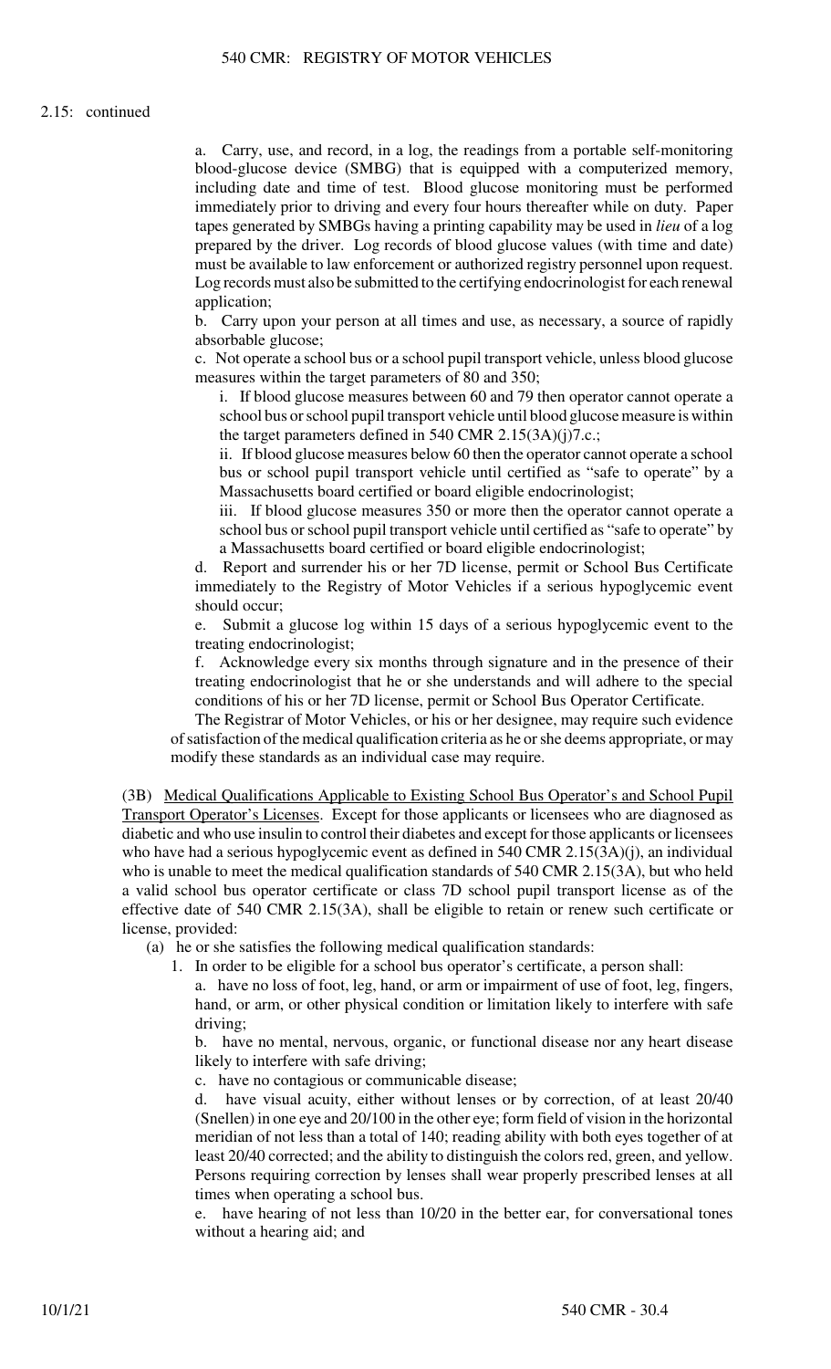2.15: continued

a. Carry, use, and record, in a log, the readings from a portable self-monitoring blood-glucose device (SMBG) that is equipped with a computerized memory, including date and time of test. Blood glucose monitoring must be performed immediately prior to driving and every four hours thereafter while on duty. Paper tapes generated by SMBGs having a printing capability may be used in *lieu* of a log prepared by the driver. Log records of blood glucose values (with time and date) must be available to law enforcement or authorized registry personnel upon request. Log records must also be submitted to the certifying endocrinologist for each renewal application;

b. Carry upon your person at all times and use, as necessary, a source of rapidly absorbable glucose;

c. Not operate a school bus or a school pupil transport vehicle, unless blood glucose measures within the target parameters of 80 and 350;

i. If blood glucose measures between 60 and 79 then operator cannot operate a school bus or school pupil transport vehicle until blood glucose measure is within the target parameters defined in 540 CMR 2.15(3A)(j)7.c.;

ii. If blood glucose measures below 60 then the operator cannot operate a school bus or school pupil transport vehicle until certified as "safe to operate" by a Massachusetts board certified or board eligible endocrinologist;

iii. If blood glucose measures 350 or more then the operator cannot operate a school bus or school pupil transport vehicle until certified as "safe to operate" by a Massachusetts board certified or board eligible endocrinologist;

d. Report and surrender his or her 7D license, permit or School Bus Certificate immediately to the Registry of Motor Vehicles if a serious hypoglycemic event should occur;

e. Submit a glucose log within 15 days of a serious hypoglycemic event to the treating endocrinologist;

f. Acknowledge every six months through signature and in the presence of their treating endocrinologist that he or she understands and will adhere to the special conditions of his or her 7D license, permit or School Bus Operator Certificate.

The Registrar of Motor Vehicles, or his or her designee, may require such evidence of satisfaction of the medical qualification criteria as he or she deems appropriate, or may modify these standards as an individual case may require.

(3B) Medical Qualifications Applicable to Existing School Bus Operator's and School Pupil Transport Operator's Licenses. Except for those applicants or licensees who are diagnosed as diabetic and who use insulin to control their diabetes and except for those applicants or licensees who have had a serious hypoglycemic event as defined in 540 CMR 2.15(3A)(j), an individual who is unable to meet the medical qualification standards of 540 CMR 2.15(3A), but who held a valid school bus operator certificate or class 7D school pupil transport license as of the effective date of 540 CMR 2.15(3A), shall be eligible to retain or renew such certificate or license, provided:

(a) he or she satisfies the following medical qualification standards:

1. In order to be eligible for a school bus operator's certificate, a person shall:

a. have no loss of foot, leg, hand, or arm or impairment of use of foot, leg, fingers, hand, or arm, or other physical condition or limitation likely to interfere with safe driving;

b. have no mental, nervous, organic, or functional disease nor any heart disease likely to interfere with safe driving;

c. have no contagious or communicable disease;

d. have visual acuity, either without lenses or by correction, of at least 20/40 (Snellen) in one eye and 20/100 in the other eye; form field of vision in the horizontal meridian of not less than a total of 140; reading ability with both eyes together of at least 20/40 corrected; and the ability to distinguish the colors red, green, and yellow. Persons requiring correction by lenses shall wear properly prescribed lenses at all times when operating a school bus.

e. have hearing of not less than 10/20 in the better ear, for conversational tones without a hearing aid; and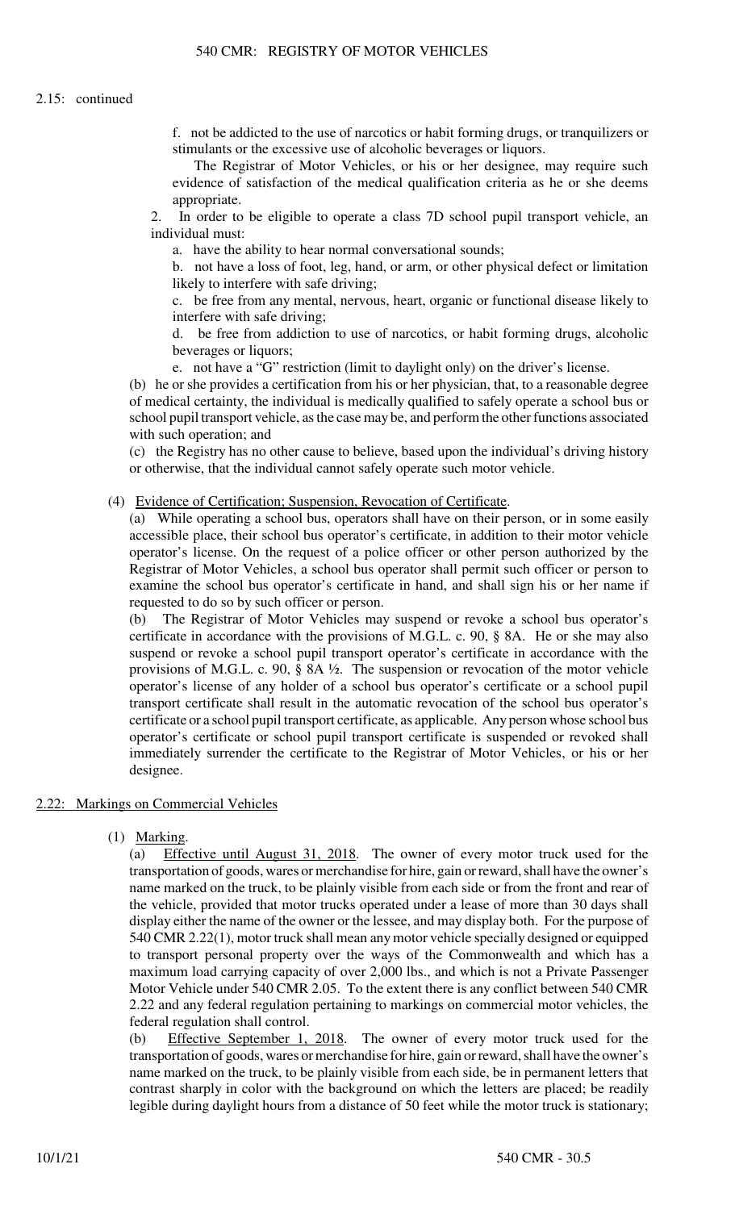2.15: continued

f. not be addicted to the use of narcotics or habit forming drugs, or tranquilizers or stimulants or the excessive use of alcoholic beverages or liquors.

The Registrar of Motor Vehicles, or his or her designee, may require such evidence of satisfaction of the medical qualification criteria as he or she deems appropriate.

2. In order to be eligible to operate a class 7D school pupil transport vehicle, an individual must:

a. have the ability to hear normal conversational sounds;

b. not have a loss of foot, leg, hand, or arm, or other physical defect or limitation likely to interfere with safe driving;

c. be free from any mental, nervous, heart, organic or functional disease likely to interfere with safe driving;

d. be free from addiction to use of narcotics, or habit forming drugs, alcoholic beverages or liquors;

e. not have a "G" restriction (limit to daylight only) on the driver's license.

(b) he or she provides a certification from his or her physician, that, to a reasonable degree of medical certainty, the individual is medically qualified to safely operate a school bus or school pupil transport vehicle, as the case may be, and perform the other functions associated with such operation; and

(c) the Registry has no other cause to believe, based upon the individual's driving history or otherwise, that the individual cannot safely operate such motor vehicle.

(4) Evidence of Certification; Suspension, Revocation of Certificate.

(a) While operating a school bus, operators shall have on their person, or in some easily accessible place, their school bus operator's certificate, in addition to their motor vehicle operator's license. On the request of a police officer or other person authorized by the Registrar of Motor Vehicles, a school bus operator shall permit such officer or person to examine the school bus operator's certificate in hand, and shall sign his or her name if requested to do so by such officer or person.

(b) The Registrar of Motor Vehicles may suspend or revoke a school bus operator's certificate in accordance with the provisions of M.G.L. c. 90, § 8A. He or she may also suspend or revoke a school pupil transport operator's certificate in accordance with the provisions of M.G.L. c. 90, § 8A ½. The suspension or revocation of the motor vehicle operator's license of any holder of a school bus operator's certificate or a school pupil transport certificate shall result in the automatic revocation of the school bus operator's certificate or a school pupil transport certificate, as applicable. Any person whose school bus operator's certificate or school pupil transport certificate is suspended or revoked shall immediately surrender the certificate to the Registrar of Motor Vehicles, or his or her designee.

## 2.22: Markings on Commercial Vehicles

(1) Marking.

(a) Effective until August 31, 2018. The owner of every motor truck used for the transportation of goods, wares or merchandise for hire, gain or reward, shall have the owner's name marked on the truck, to be plainly visible from each side or from the front and rear of the vehicle, provided that motor trucks operated under a lease of more than 30 days shall display either the name of the owner or the lessee, and may display both. For the purpose of 540 CMR 2.22(1), motor truck shall mean any motor vehicle specially designed or equipped to transport personal property over the ways of the Commonwealth and which has a maximum load carrying capacity of over 2,000 lbs., and which is not a Private Passenger Motor Vehicle under 540 CMR 2.05. To the extent there is any conflict between 540 CMR 2.22 and any federal regulation pertaining to markings on commercial motor vehicles, the federal regulation shall control.

(b) Effective September 1, 2018. The owner of every motor truck used for the transportation of goods, wares or merchandise for hire, gain or reward, shall have the owner's name marked on the truck, to be plainly visible from each side, be in permanent letters that contrast sharply in color with the background on which the letters are placed; be readily legible during daylight hours from a distance of 50 feet while the motor truck is stationary;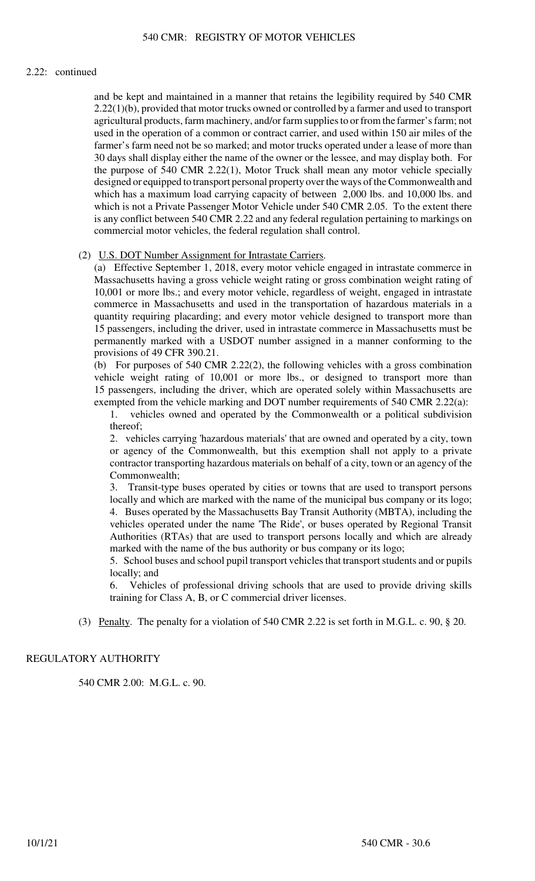2.22: continued

and be kept and maintained in a manner that retains the legibility required by 540 CMR 2.22(1)(b), provided that motor trucks owned or controlled by a farmer and used to transport agricultural products, farm machinery, and/or farm supplies to or from the farmer's farm; not used in the operation of a common or contract carrier, and used within 150 air miles of the farmer's farm need not be so marked; and motor trucks operated under a lease of more than 30 days shall display either the name of the owner or the lessee, and may display both. For the purpose of 540 CMR 2.22(1), Motor Truck shall mean any motor vehicle specially designed or equipped to transport personal property over the ways of the Commonwealth and which has a maximum load carrying capacity of between 2,000 lbs. and 10,000 lbs. and which is not a Private Passenger Motor Vehicle under 540 CMR 2.05. To the extent there is any conflict between 540 CMR 2.22 and any federal regulation pertaining to markings on commercial motor vehicles, the federal regulation shall control.

(2) U.S. DOT Number Assignment for Intrastate Carriers.

(a) Effective September 1, 2018, every motor vehicle engaged in intrastate commerce in Massachusetts having a gross vehicle weight rating or gross combination weight rating of 10,001 or more lbs.; and every motor vehicle, regardless of weight, engaged in intrastate commerce in Massachusetts and used in the transportation of hazardous materials in a quantity requiring placarding; and every motor vehicle designed to transport more than 15 passengers, including the driver, used in intrastate commerce in Massachusetts must be permanently marked with a USDOT number assigned in a manner conforming to the provisions of 49 CFR 390.21.

(b) For purposes of 540 CMR 2.22(2), the following vehicles with a gross combination vehicle weight rating of 10,001 or more lbs., or designed to transport more than 15 passengers, including the driver, which are operated solely within Massachusetts are exempted from the vehicle marking and DOT number requirements of 540 CMR 2.22(a):

1. vehicles owned and operated by the Commonwealth or a political subdivision thereof;

2. vehicles carrying 'hazardous materials' that are owned and operated by a city, town or agency of the Commonwealth, but this exemption shall not apply to a private contractor transporting hazardous materials on behalf of a city, town or an agency of the Commonwealth;

3. Transit-type buses operated by cities or towns that are used to transport persons locally and which are marked with the name of the municipal bus company or its logo;

4. Buses operated by the Massachusetts Bay Transit Authority (MBTA), including the vehicles operated under the name 'The Ride', or buses operated by Regional Transit Authorities (RTAs) that are used to transport persons locally and which are already marked with the name of the bus authority or bus company or its logo;

5. School buses and school pupil transport vehicles that transport students and or pupils locally; and

6. Vehicles of professional driving schools that are used to provide driving skills training for Class A, B, or C commercial driver licenses.

(3) Penalty. The penalty for a violation of 540 CMR 2.22 is set forth in M.G.L. c. 90, § 20.

REGULATORY AUTHORITY

540 CMR 2.00: M.G.L. c. 90.